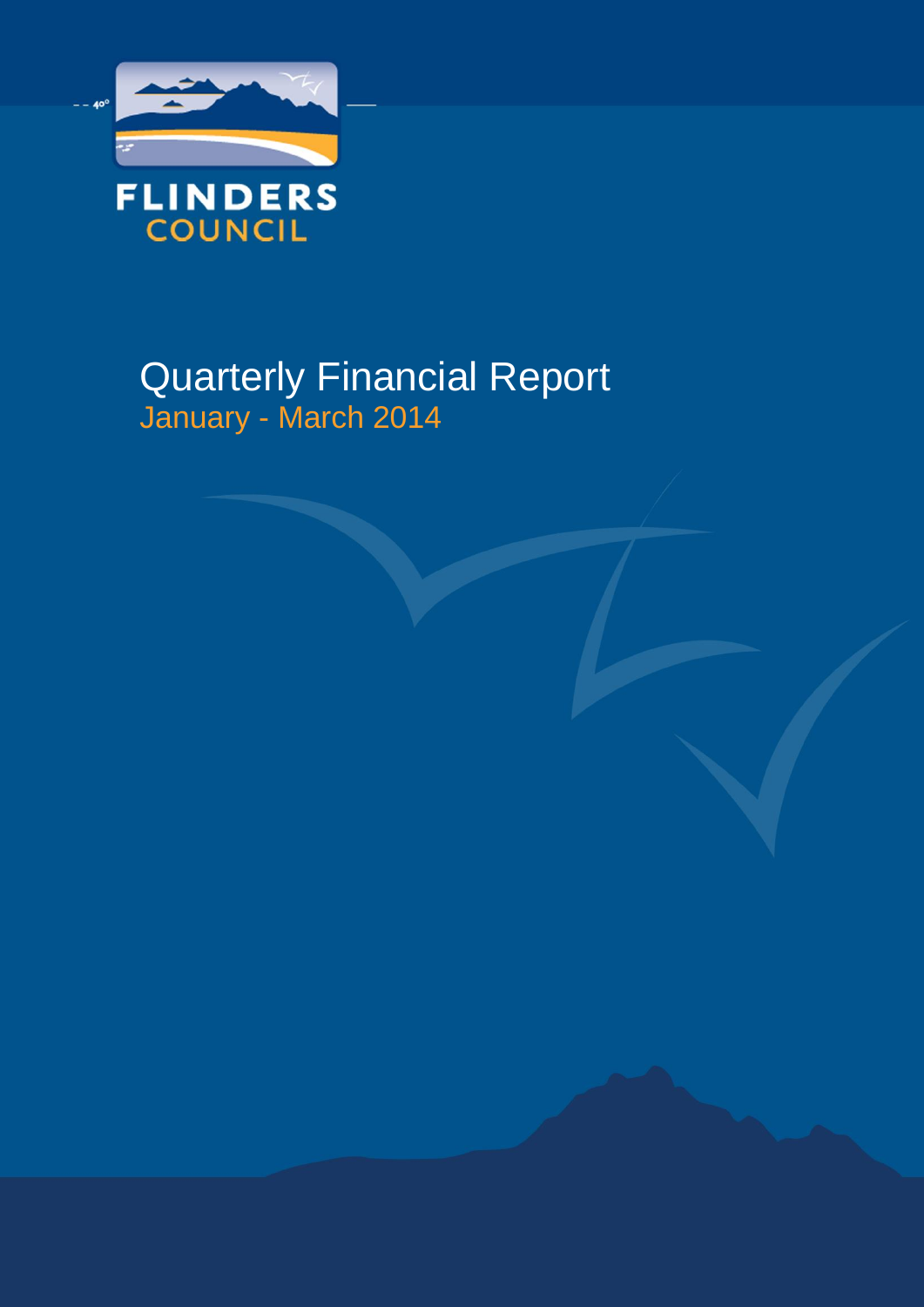FLINDERS COUNCIL

# Quarterly Financial Report

## January - March 2014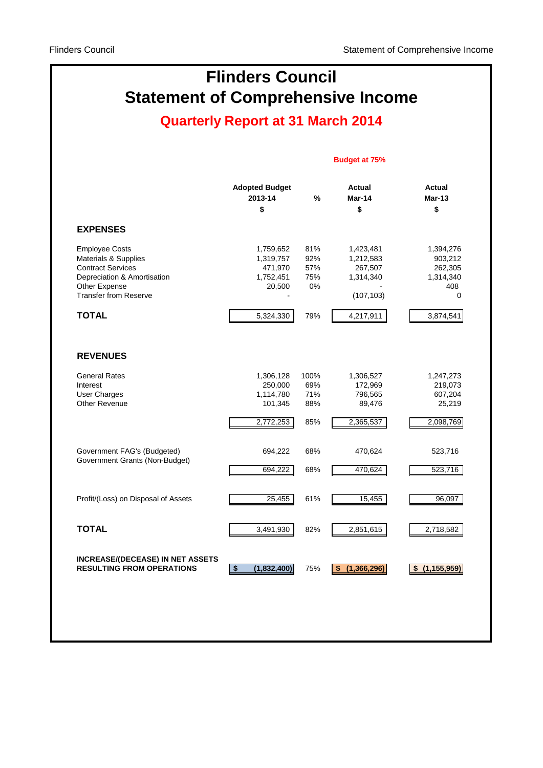# Flinders Council
# Statement of Comprehensive Income
## Quarterly Report at 31 March 2014

**Budget at 75%**

| | Adopted Budget 2013-14 $ | % | Actual Mar-14 $ | Actual Mar-13 $ |
|---|---|---|---|---|
| **EXPENSES** | | | | |
| Employee Costs | 1,759,652 | 81% | 1,423,481 | 1,394,276 |
| Materials & Supplies | 1,319,757 | 92% | 1,212,583 | 903,212 |
| Contract Services | 471,970 | 57% | 267,507 | 262,305 |
| Depreciation & Amortisation | 1,752,451 | 75% | 1,314,340 | 1,314,340 |
| Other Expense | 20,500 | 0% | - | 408 |
| Transfer from Reserve | - | | (107,103) | 0 |
| **TOTAL** | 5,324,330 | 79% | 4,217,911 | 3,874,541 |
| **REVENUES** | | | | |
| General Rates | 1,306,128 | 100% | 1,306,527 | 1,247,273 |
| Interest | 250,000 | 69% | 172,969 | 219,073 |
| User Charges | 1,114,780 | 71% | 796,565 | 607,204 |
| Other Revenue | 101,345 | 88% | 89,476 | 25,219 |
| | 2,772,253 | 85% | 2,365,537 | 2,098,769 |
| Government FAG's (Budgeted) | 694,222 | 68% | 470,624 | 523,716 |
| Government Grants (Non-Budget) | | | | |
| | 694,222 | 68% | 470,624 | 523,716 |
| Profit/(Loss) on Disposal of Assets | 25,455 | 61% | 15,455 | 96,097 |
| **TOTAL** | 3,491,930 | 82% | 2,851,615 | 2,718,582 |
| **INCREASE/(DECEASE) IN NET ASSETS RESULTING FROM OPERATIONS** | **$ (1,832,400)** | 75% | **$ (1,366,296)** | **$ (1,155,959)** |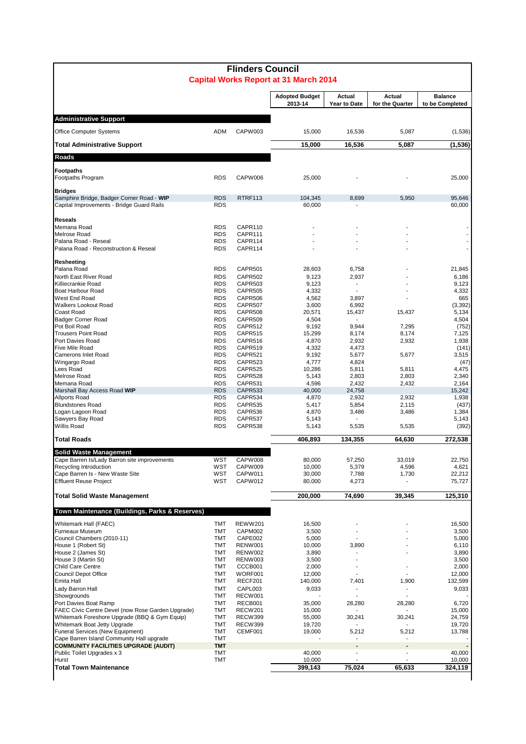# Flinders Council

## Capital Works Report at 31 March 2014

| | | | Adopted Budget 2013-14 | Actual Year to Date | Actual for the Quarter | Balance to be Completed |
|---|---|---|---|---|---|---|
| **Administrative Support** | | | | | | |
| Office Computer Systems | ADM | CAPW003 | 15,000 | 16,536 | 5,087 | (1,536) |
| **Total Administrative Support** | | | **15,000** | **16,536** | **5,087** | **(1,536)** |
| **Roads** | | | | | | |
| **Footpaths** | | | | | | |
| Footpaths Program | RDS | CAPW006 | 25,000 | - | - | 25,000 |
| **Bridges** | | | | | | |
| Samphire Bridge, Badger Corner Road - **WIP** | RDS | RTRF113 | 104,345 | 8,699 | 5,950 | 95,646 |
| Capital Improvements - Bridge Guard Rails | RDS | | 60,000 | - | | 60,000 |
| **Reseals** | | | | | | |
| Memana Road | RDS | CAPR110 | - | - | - | - |
| Melrose Road | RDS | CAPR111 | - | - | - | - |
| Palana Road - Reseal | RDS | CAPR114 | - | - | - | - |
| Palana Road - Reconstruction & Reseal | RDS | CAPR114 | - | - | - | - |
| **Resheeting** | | | | | | |
| Palana Road | RDS | CAPR501 | 28,603 | 6,758 | - | 21,845 |
| North East River Road | RDS | CAPR502 | 9,123 | 2,937 | - | 6,186 |
| Killiecrankie Road | RDS | CAPR503 | 9,123 | - | - | 9,123 |
| Boat Harbour Road | RDS | CAPR505 | 4,332 | - | - | 4,332 |
| West End Road | RDS | CAPR506 | 4,562 | 3,897 | - | 665 |
| Walkers Lookout Road | RDS | CAPR507 | 3,600 | 6,992 | | (3,392) |
| Coast Road | RDS | CAPR508 | 20,571 | 15,437 | 15,437 | 5,134 |
| Badger Corner Road | RDS | CAPR509 | 4,504 | - | | 4,504 |
| Pot Boil Road | RDS | CAPR512 | 9,192 | 9,944 | 7,295 | (752) |
| Trousers Point Road | RDS | CAPR515 | 15,299 | 8,174 | 8,174 | 7,125 |
| Port Davies Road | RDS | CAPR516 | 4,870 | 2,932 | 2,932 | 1,938 |
| Five Mile Road | RDS | CAPR519 | 4,332 | 4,473 | | (141) |
| Camerons Inlet Road | RDS | CAPR521 | 9,192 | 5,677 | 5,677 | 3,515 |
| Wingargo Road | RDS | CAPR523 | 4,777 | 4,824 | | (47) |
| Lees Road | RDS | CAPR525 | 10,286 | 5,811 | 5,811 | 4,475 |
| Melrose Road | RDS | CAPR528 | 5,143 | 2,803 | 2,803 | 2,340 |
| Memana Road | RDS | CAPR531 | 4,596 | 2,432 | 2,432 | 2,164 |
| Marshall Bay Access Road **WIP** | RDS | CAPR533 | 40,000 | 24,758 | | 15,242 |
| Allports Road | RDS | CAPR534 | 4,870 | 2,932 | 2,932 | 1,938 |
| Blundstones Road | RDS | CAPR535 | 5,417 | 5,854 | 2,115 | (437) |
| Logan Lagoon Road | RDS | CAPR536 | 4,870 | 3,486 | 3,486 | 1,384 |
| Sawyers Bay Road | RDS | CAPR537 | 5,143 | - | | 5,143 |
| Willis Road | RDS | CAPR538 | 5,143 | 5,535 | 5,535 | (392) |
| **Total Roads** | | | **406,893** | **134,355** | **64,630** | **272,538** |
| **Solid Waste Management** | | | | | | |
| Cape Barren Is/Lady Barron site improvements | WST | CAPW008 | 80,000 | 57,250 | 33,019 | 22,750 |
| Recycling Introduction | WST | CAPW009 | 10,000 | 5,379 | 4,596 | 4,621 |
| Cape Barren Is - New Waste Site | WST | CAPW011 | 30,000 | 7,788 | 1,730 | 22,212 |
| Effluent Reuse Project | WST | CAPW012 | 80,000 | 4,273 | - | 75,727 |
| **Total Solid Waste Management** | | | **200,000** | **74,690** | **39,345** | **125,310** |
| **Town Maintenance (Buildings, Parks & Reserves)** | | | | | | |
| Whitemark Hall (FAEC) | TMT | REWW201 | 16,500 | - | - | 16,500 |
| Furneaux Museum | TMT | CAPM002 | 3,500 | - | - | 3,500 |
| Council Chambers (2010-11) | TMT | CAPE002 | 5,000 | - | - | 5,000 |
| House 1 (Robert St) | TMT | RENW001 | 10,000 | 3,890 | - | 6,110 |
| House 2 (James St) | TMT | RENW002 | 3,890 | - | - | 3,890 |
| House 3 (Martin St) | TMT | RENW003 | 3,500 | - | - | 3,500 |
| Child Care Centre | TMT | CCCB001 | 2,000 | - | - | 2,000 |
| Council Depot Office | TMT | WORF001 | 12,000 | - | - | 12,000 |
| Emita Hall | TMT | RECF201 | 140,000 | 7,401 | 1,900 | 132,599 |
| Lady Barron Hall | TMT | CAPL003 | 9,033 | - | - | 9,033 |
| Showgrounds | TMT | RECW001 | - | - | - | - |
| Port Davies Boat Ramp | TMT | RECB001 | 35,000 | 28,280 | 28,280 | 6,720 |
| FAEC Civic Centre Devel (now Rose Garden Upgrade) | TMT | RECW201 | 15,000 | - | - | 15,000 |
| Whitemark Foreshore Upgrade (BBQ & Gym Equip) | TMT | RECW399 | 55,000 | 30,241 | 30,241 | 24,759 |
| Whitemark Boat Jetty Upgrade | TMT | RECW399 | 19,720 | - | - | 19,720 |
| Funeral Services (New Equipment) | TMT | CEMF001 | 19,000 | 5,212 | 5,212 | 13,788 |
| Cape Barren Island Community Hall upgrade | TMT | | - | - | - | - |
| **COMMUNITY FACILITIES UPGRADE (AUDIT)** | **TMT** | | | **-** | **-** | **-** |
| Public Toilet Upgrades x 3 | TMT | | 40,000 | - | - | 40,000 |
| Hurst | TMT | | 10,000 | - | - | 10,000 |
| **Total Town Maintenance** | | | **399,143** | **75,024** | **65,633** | **324,119** |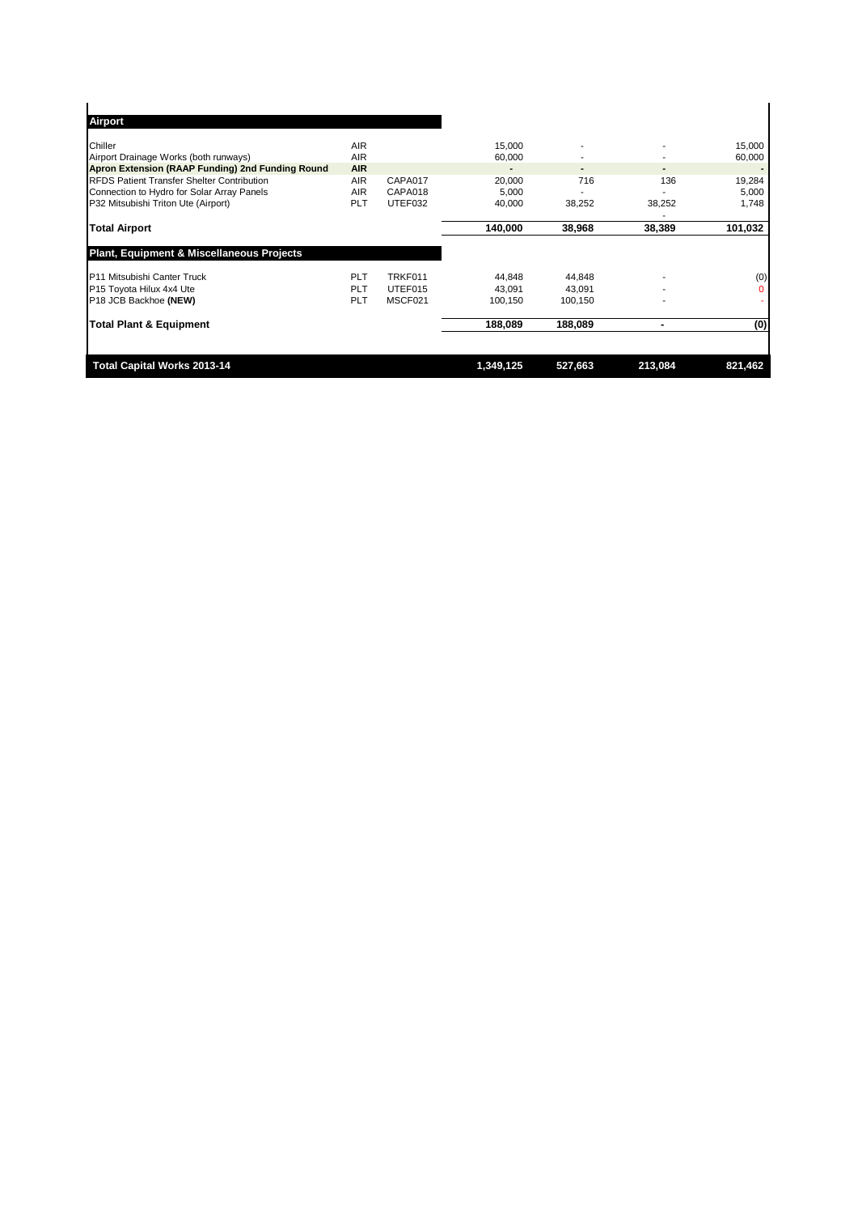| Airport | | | | | | |
|---|---|---|---|---|---|---|
| Chiller | AIR | | 15,000 | - | - | 15,000 |
| Airport Drainage Works (both runways) | AIR | | 60,000 | - | - | 60,000 |
| **Apron Extension (RAAP Funding) 2nd Funding Round** | **AIR** | | **-** | **-** | **-** | **-** |
| RFDS Patient Transfer Shelter Contribution | AIR | CAPA017 | 20,000 | 716 | 136 | 19,284 |
| Connection to Hydro for Solar Array Panels | AIR | CAPA018 | 5,000 | - | - | 5,000 |
| P32 Mitsubishi Triton Ute (Airport) | PLT | UTEF032 | 40,000 | 38,252 | 38,252 | 1,748 |
| | | | | | - | |
| **Total Airport** | | | **140,000** | **38,968** | **38,389** | **101,032** |
| **Plant, Equipment & Miscellaneous Projects** | | | | | | |
| P11 Mitsubishi Canter Truck | PLT | TRKF011 | 44,848 | 44,848 | - | (0) |
| P15 Toyota Hilux 4x4 Ute | PLT | UTEF015 | 43,091 | 43,091 | - | 0 |
| P18 JCB Backhoe **(NEW)** | PLT | MSCF021 | 100,150 | 100,150 | - | - |
| **Total Plant & Equipment** | | | **188,089** | **188,089** | **-** | **(0)** |
| **Total Capital Works 2013-14** | | | **1,349,125** | **527,663** | **213,084** | **821,462** |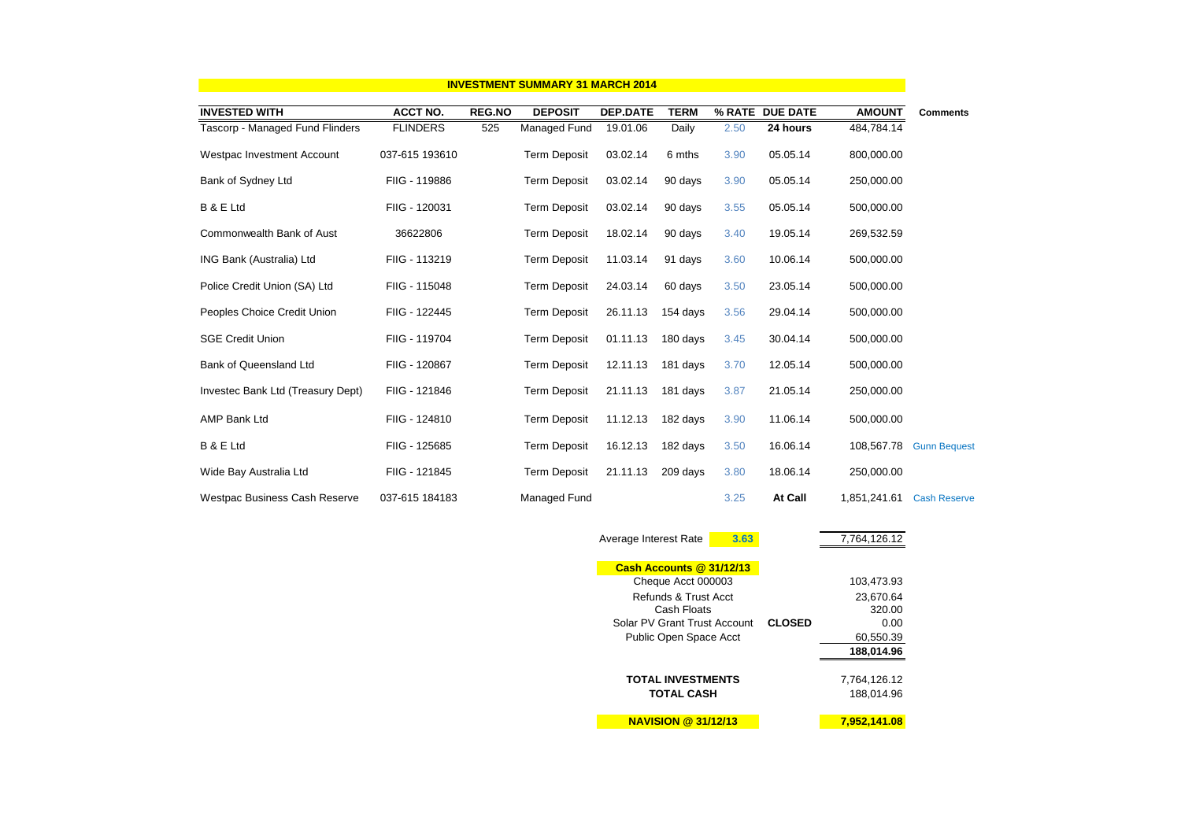## INVESTMENT SUMMARY 31 MARCH 2014

| INVESTED WITH | ACCT NO. | REG.NO | DEPOSIT | DEP.DATE | TERM | % RATE | DUE DATE | AMOUNT | Comments |
|---|---|---|---|---|---|---|---|---|---|
| Tascorp - Managed Fund Flinders | FLINDERS | 525 | Managed Fund | 19.01.06 | Daily | 2.50 | **24 hours** | 484,784.14 | |
| Westpac Investment Account | 037-615 193610 | | Term Deposit | 03.02.14 | 6 mths | 3.90 | 05.05.14 | 800,000.00 | |
| Bank of Sydney Ltd | FIIG - 119886 | | Term Deposit | 03.02.14 | 90 days | 3.90 | 05.05.14 | 250,000.00 | |
| B & E Ltd | FIIG - 120031 | | Term Deposit | 03.02.14 | 90 days | 3.55 | 05.05.14 | 500,000.00 | |
| Commonwealth Bank of Aust | 36622806 | | Term Deposit | 18.02.14 | 90 days | 3.40 | 19.05.14 | 269,532.59 | |
| ING Bank (Australia) Ltd | FIIG - 113219 | | Term Deposit | 11.03.14 | 91 days | 3.60 | 10.06.14 | 500,000.00 | |
| Police Credit Union (SA) Ltd | FIIG - 115048 | | Term Deposit | 24.03.14 | 60 days | 3.50 | 23.05.14 | 500,000.00 | |
| Peoples Choice Credit Union | FIIG - 122445 | | Term Deposit | 26.11.13 | 154 days | 3.56 | 29.04.14 | 500,000.00 | |
| SGE Credit Union | FIIG - 119704 | | Term Deposit | 01.11.13 | 180 days | 3.45 | 30.04.14 | 500,000.00 | |
| Bank of Queensland Ltd | FIIG - 120867 | | Term Deposit | 12.11.13 | 181 days | 3.70 | 12.05.14 | 500,000.00 | |
| Investec Bank Ltd (Treasury Dept) | FIIG - 121846 | | Term Deposit | 21.11.13 | 181 days | 3.87 | 21.05.14 | 250,000.00 | |
| AMP Bank Ltd | FIIG - 124810 | | Term Deposit | 11.12.13 | 182 days | 3.90 | 11.06.14 | 500,000.00 | |
| B & E Ltd | FIIG - 125685 | | Term Deposit | 16.12.13 | 182 days | 3.50 | 16.06.14 | 108,567.78 | Gunn Bequest |
| Wide Bay Australia Ltd | FIIG - 121845 | | Term Deposit | 21.11.13 | 209 days | 3.80 | 18.06.14 | 250,000.00 | |
| Westpac Business Cash Reserve | 037-615 184183 | | Managed Fund | | | 3.25 | **At Call** | 1,851,241.61 | Cash Reserve |
| | | | | Average Interest Rate | | **3.63** | | 7,764,126.12 | |

| **Cash Accounts @ 31/12/13** | | |
|---|---|---|
| Cheque Acct 000003 | | 103,473.93 |
| Refunds & Trust Acct | | 23,670.64 |
| Cash Floats | | 320.00 |
| Solar PV Grant Trust Account | **CLOSED** | 0.00 |
| Public Open Space Acct | | 60,550.39 |
| | | **188,014.96** |
| **TOTAL INVESTMENTS** | | 7,764,126.12 |
| **TOTAL CASH** | | 188,014.96 |
| **NAVISION @ 31/12/13** | | **7,952,141.08** |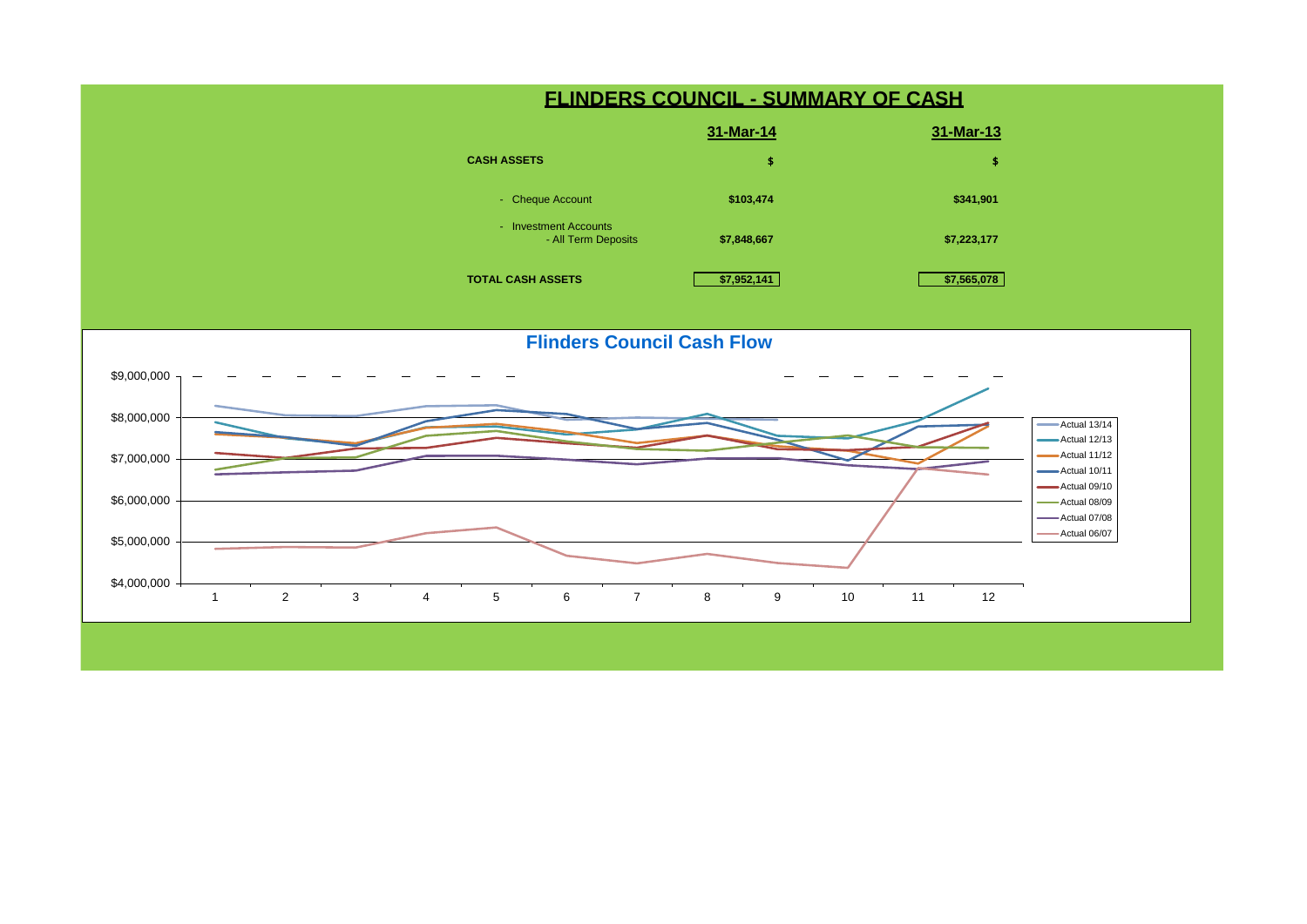# FLINDERS COUNCIL - SUMMARY OF CASH

| | 31-Mar-14 | 31-Mar-13 |
|---|---|---|
| **CASH ASSETS** | **$** | **$** |
| - Cheque Account | **$103,474** | **$341,901** |
| - Investment Accounts<br>- All Term Deposits | **$7,848,667** | **$7,223,177** |
| **TOTAL CASH ASSETS** | **$7,952,141** | **$7,565,078** |

## Flinders Council Cash Flow

$9,000,000
$8,000,000
$7,000,000
$6,000,000
$5,000,000
$4,000,000

1 2 3 4 5 6 7 8 9 10 11 12

- Actual 13/14
- Actual 12/13
- Actual 11/12
- Actual 10/11
- Actual 09/10
- Actual 08/09
- Actual 07/08
- Actual 06/07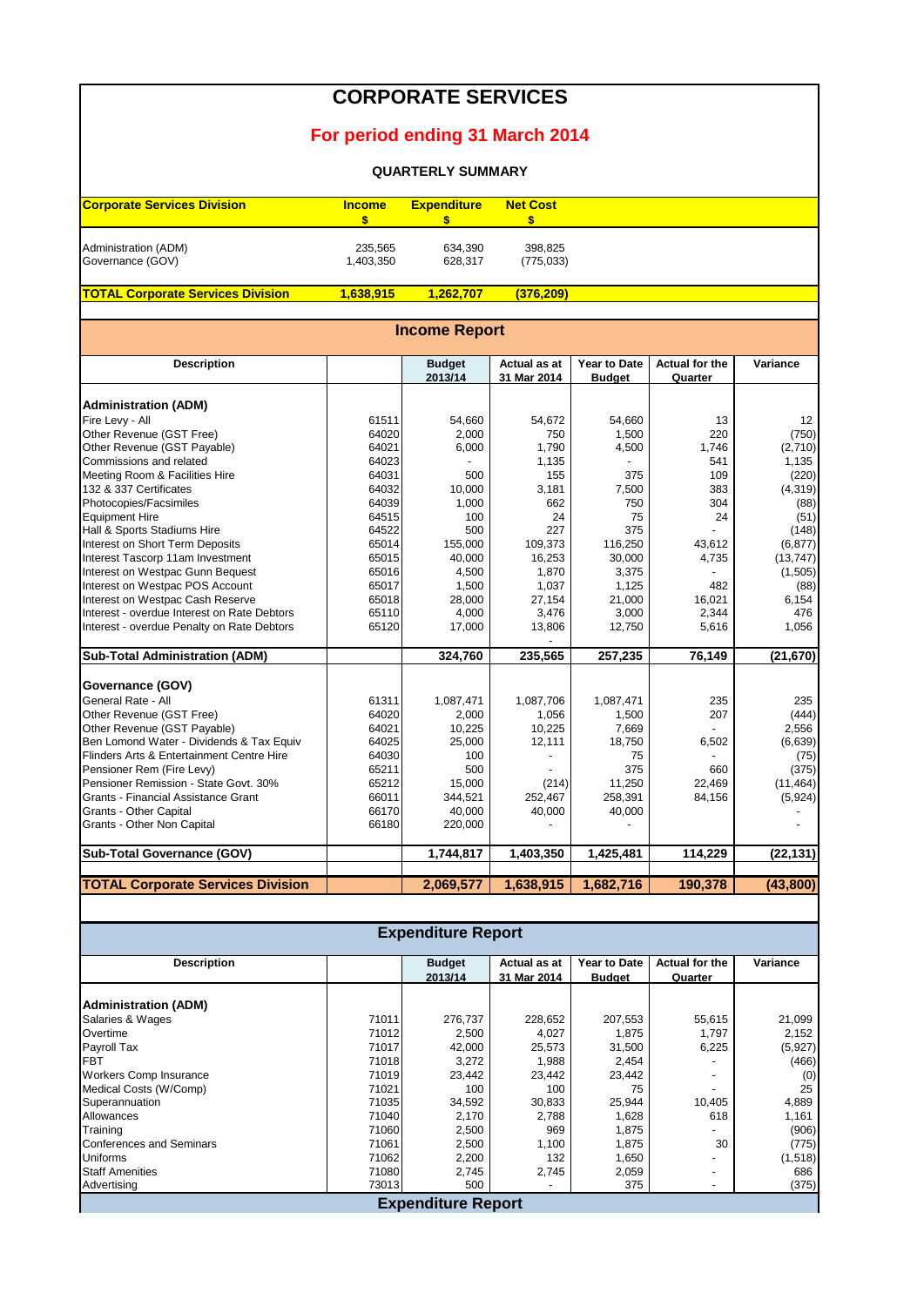# CORPORATE SERVICES

## For period ending 31 March 2014

### QUARTERLY SUMMARY

| Corporate Services Division | Income $ | Expenditure $ | Net Cost $ |
|---|---|---|---|
| Administration (ADM) | 235,565 | 634,390 | 398,825 |
| Governance (GOV) | 1,403,350 | 628,317 | (775,033) |
| **TOTAL Corporate Services Division** | **1,638,915** | **1,262,707** | **(376,209)** |

## Income Report

| Description | | Budget 2013/14 | Actual as at 31 Mar 2014 | Year to Date Budget | Actual for the Quarter | Variance |
|---|---|---|---|---|---|---|
| **Administration (ADM)** | | | | | | |
| Fire Levy - All | 61511 | 54,660 | 54,672 | 54,660 | 13 | 12 |
| Other Revenue (GST Free) | 64020 | 2,000 | 750 | 1,500 | 220 | (750) |
| Other Revenue (GST Payable) | 64021 | 6,000 | 1,790 | 4,500 | 1,746 | (2,710) |
| Commissions and related | 64023 | - | 1,135 | - | 541 | 1,135 |
| Meeting Room & Facilities Hire | 64031 | 500 | 155 | 375 | 109 | (220) |
| 132 & 337 Certificates | 64032 | 10,000 | 3,181 | 7,500 | 383 | (4,319) |
| Photocopies/Facsimiles | 64039 | 1,000 | 662 | 750 | 304 | (88) |
| Equipment Hire | 64515 | 100 | 24 | 75 | 24 | (51) |
| Hall & Sports Stadiums Hire | 64522 | 500 | 227 | 375 | - | (148) |
| Interest on Short Term Deposits | 65014 | 155,000 | 109,373 | 116,250 | 43,612 | (6,877) |
| Interest Tascorp 11am Investment | 65015 | 40,000 | 16,253 | 30,000 | 4,735 | (13,747) |
| Interest on Westpac Gunn Bequest | 65016 | 4,500 | 1,870 | 3,375 | - | (1,505) |
| Interest on Westpac POS Account | 65017 | 1,500 | 1,037 | 1,125 | 482 | (88) |
| Interest on Westpac Cash Reserve | 65018 | 28,000 | 27,154 | 21,000 | 16,021 | 6,154 |
| Interest - overdue Interest on Rate Debtors | 65110 | 4,000 | 3,476 | 3,000 | 2,344 | 476 |
| Interest - overdue Penalty on Rate Debtors | 65120 | 17,000 | 13,806 | 12,750 | 5,616 | 1,056 |
| | | | - | | | |
| **Sub-Total Administration (ADM)** | | **324,760** | **235,565** | **257,235** | **76,149** | **(21,670)** |
| **Governance (GOV)** | | | | | | |
| General Rate - All | 61311 | 1,087,471 | 1,087,706 | 1,087,471 | 235 | 235 |
| Other Revenue (GST Free) | 64020 | 2,000 | 1,056 | 1,500 | 207 | (444) |
| Other Revenue (GST Payable) | 64021 | 10,225 | 10,225 | 7,669 | - | 2,556 |
| Ben Lomond Water - Dividends & Tax Equiv | 64025 | 25,000 | 12,111 | 18,750 | 6,502 | (6,639) |
| Flinders Arts & Entertainment Centre Hire | 64030 | 100 | - | 75 | - | (75) |
| Pensioner Rem (Fire Levy) | 65211 | 500 | - | 375 | 660 | (375) |
| Pensioner Remission - State Govt. 30% | 65212 | 15,000 | (214) | 11,250 | 22,469 | (11,464) |
| Grants - Financial Assistance Grant | 66011 | 344,521 | 252,467 | 258,391 | 84,156 | (5,924) |
| Grants - Other Capital | 66170 | 40,000 | 40,000 | 40,000 | | - |
| Grants - Other Non Capital | 66180 | 220,000 | - | - | | - |
| **Sub-Total Governance (GOV)** | | **1,744,817** | **1,403,350** | **1,425,481** | **114,229** | **(22,131)** |
| **TOTAL Corporate Services Division** | | **2,069,577** | **1,638,915** | **1,682,716** | **190,378** | **(43,800)** |

## Expenditure Report

| Description | | Budget 2013/14 | Actual as at 31 Mar 2014 | Year to Date Budget | Actual for the Quarter | Variance |
|---|---|---|---|---|---|---|
| **Administration (ADM)** | | | | | | |
| Salaries & Wages | 71011 | 276,737 | 228,652 | 207,553 | 55,615 | 21,099 |
| Overtime | 71012 | 2,500 | 4,027 | 1,875 | 1,797 | 2,152 |
| Payroll Tax | 71017 | 42,000 | 25,573 | 31,500 | 6,225 | (5,927) |
| FBT | 71018 | 3,272 | 1,988 | 2,454 | - | (466) |
| Workers Comp Insurance | 71019 | 23,442 | 23,442 | 23,442 | - | (0) |
| Medical Costs (W/Comp) | 71021 | 100 | 100 | 75 | - | 25 |
| Superannuation | 71035 | 34,592 | 30,833 | 25,944 | 10,405 | 4,889 |
| Allowances | 71040 | 2,170 | 2,788 | 1,628 | 618 | 1,161 |
| Training | 71060 | 2,500 | 969 | 1,875 | - | (906) |
| Conferences and Seminars | 71061 | 2,500 | 1,100 | 1,875 | 30 | (775) |
| Uniforms | 71062 | 2,200 | 132 | 1,650 | - | (1,518) |
| Staff Amenities | 71080 | 2,745 | 2,745 | 2,059 | - | 686 |
| Advertising | 73013 | 500 | - | 375 | - | (375) |

## Expenditure Report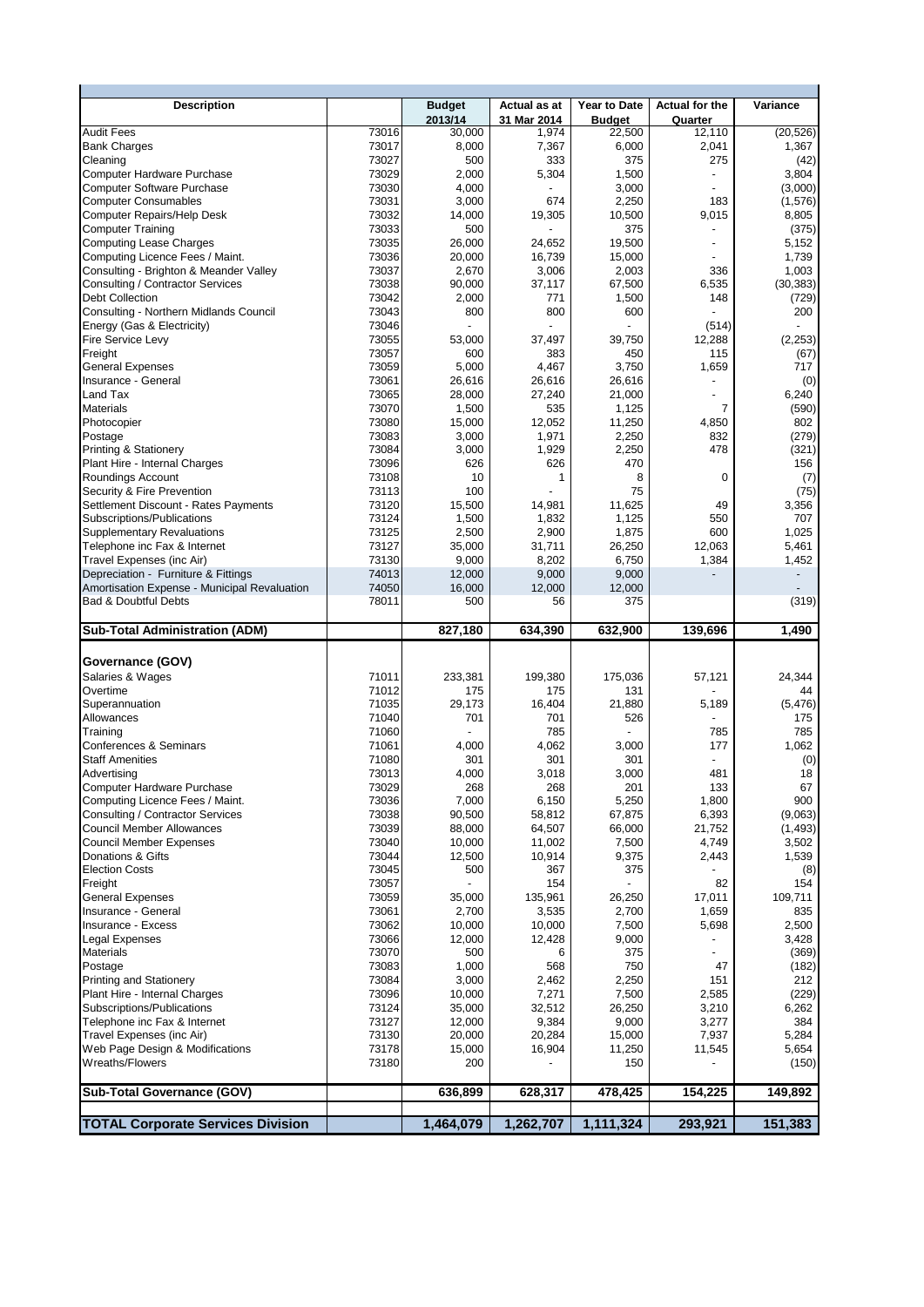| Description | | Budget 2013/14 | Actual as at 31 Mar 2014 | Year to Date Budget | Actual for the Quarter | Variance |
|---|---|---|---|---|---|---|
| Audit Fees | 73016 | 30,000 | 1,974 | 22,500 | 12,110 | (20,526) |
| Bank Charges | 73017 | 8,000 | 7,367 | 6,000 | 2,041 | 1,367 |
| Cleaning | 73027 | 500 | 333 | 375 | 275 | (42) |
| Computer Hardware Purchase | 73029 | 2,000 | 5,304 | 1,500 | - | 3,804 |
| Computer Software Purchase | 73030 | 4,000 | - | 3,000 | - | (3,000) |
| Computer Consumables | 73031 | 3,000 | 674 | 2,250 | 183 | (1,576) |
| Computer Repairs/Help Desk | 73032 | 14,000 | 19,305 | 10,500 | 9,015 | 8,805 |
| Computer Training | 73033 | 500 | - | 375 | - | (375) |
| Computing Lease Charges | 73035 | 26,000 | 24,652 | 19,500 | - | 5,152 |
| Computing Licence Fees / Maint. | 73036 | 20,000 | 16,739 | 15,000 | - | 1,739 |
| Consulting - Brighton & Meander Valley | 73037 | 2,670 | 3,006 | 2,003 | 336 | 1,003 |
| Consulting / Contractor Services | 73038 | 90,000 | 37,117 | 67,500 | 6,535 | (30,383) |
| Debt Collection | 73042 | 2,000 | 771 | 1,500 | 148 | (729) |
| Consulting - Northern Midlands Council | 73043 | 800 | 800 | 600 | - | 200 |
| Energy (Gas & Electricity) | 73046 | - | - | - | (514) | - |
| Fire Service Levy | 73055 | 53,000 | 37,497 | 39,750 | 12,288 | (2,253) |
| Freight | 73057 | 600 | 383 | 450 | 115 | (67) |
| General Expenses | 73059 | 5,000 | 4,467 | 3,750 | 1,659 | 717 |
| Insurance - General | 73061 | 26,616 | 26,616 | 26,616 | - | (0) |
| Land Tax | 73065 | 28,000 | 27,240 | 21,000 | - | 6,240 |
| Materials | 73070 | 1,500 | 535 | 1,125 | 7 | (590) |
| Photocopier | 73080 | 15,000 | 12,052 | 11,250 | 4,850 | 802 |
| Postage | 73083 | 3,000 | 1,971 | 2,250 | 832 | (279) |
| Printing & Stationery | 73084 | 3,000 | 1,929 | 2,250 | 478 | (321) |
| Plant Hire - Internal Charges | 73096 | 626 | 626 | 470 | | 156 |
| Roundings Account | 73108 | 10 | 1 | 8 | 0 | (7) |
| Security & Fire Prevention | 73113 | 100 | - | 75 | | (75) |
| Settlement Discount - Rates Payments | 73120 | 15,500 | 14,981 | 11,625 | 49 | 3,356 |
| Subscriptions/Publications | 73124 | 1,500 | 1,832 | 1,125 | 550 | 707 |
| Supplementary Revaluations | 73125 | 2,500 | 2,900 | 1,875 | 600 | 1,025 |
| Telephone inc Fax & Internet | 73127 | 35,000 | 31,711 | 26,250 | 12,063 | 5,461 |
| Travel Expenses (inc Air) | 73130 | 9,000 | 8,202 | 6,750 | 1,384 | 1,452 |
| Depreciation - Furniture & Fittings | 74013 | 12,000 | 9,000 | 9,000 | - | - |
| Amortisation Expense - Municipal Revaluation | 74050 | 16,000 | 12,000 | 12,000 | | - |
| Bad & Doubtful Debts | 78011 | 500 | 56 | 375 | | (319) |
| **Sub-Total Administration (ADM)** | | **827,180** | **634,390** | **632,900** | **139,696** | **1,490** |
| **Governance (GOV)** | | | | | | |
| Salaries & Wages | 71011 | 233,381 | 199,380 | 175,036 | 57,121 | 24,344 |
| Overtime | 71012 | 175 | 175 | 131 | - | 44 |
| Superannuation | 71035 | 29,173 | 16,404 | 21,880 | 5,189 | (5,476) |
| Allowances | 71040 | 701 | 701 | 526 | - | 175 |
| Training | 71060 | - | 785 | - | 785 | 785 |
| Conferences & Seminars | 71061 | 4,000 | 4,062 | 3,000 | 177 | 1,062 |
| Staff Amenities | 71080 | 301 | 301 | 301 | - | (0) |
| Advertising | 73013 | 4,000 | 3,018 | 3,000 | 481 | 18 |
| Computer Hardware Purchase | 73029 | 268 | 268 | 201 | 133 | 67 |
| Computing Licence Fees / Maint. | 73036 | 7,000 | 6,150 | 5,250 | 1,800 | 900 |
| Consulting / Contractor Services | 73038 | 90,500 | 58,812 | 67,875 | 6,393 | (9,063) |
| Council Member Allowances | 73039 | 88,000 | 64,507 | 66,000 | 21,752 | (1,493) |
| Council Member Expenses | 73040 | 10,000 | 11,002 | 7,500 | 4,749 | 3,502 |
| Donations & Gifts | 73044 | 12,500 | 10,914 | 9,375 | 2,443 | 1,539 |
| Election Costs | 73045 | 500 | 367 | 375 | - | (8) |
| Freight | 73057 | - | 154 | - | 82 | 154 |
| General Expenses | 73059 | 35,000 | 135,961 | 26,250 | 17,011 | 109,711 |
| Insurance - General | 73061 | 2,700 | 3,535 | 2,700 | 1,659 | 835 |
| Insurance - Excess | 73062 | 10,000 | 10,000 | 7,500 | 5,698 | 2,500 |
| Legal Expenses | 73066 | 12,000 | 12,428 | 9,000 | - | 3,428 |
| Materials | 73070 | 500 | 6 | 375 | - | (369) |
| Postage | 73083 | 1,000 | 568 | 750 | 47 | (182) |
| Printing and Stationery | 73084 | 3,000 | 2,462 | 2,250 | 151 | 212 |
| Plant Hire - Internal Charges | 73096 | 10,000 | 7,271 | 7,500 | 2,585 | (229) |
| Subscriptions/Publications | 73124 | 35,000 | 32,512 | 26,250 | 3,210 | 6,262 |
| Telephone inc Fax & Internet | 73127 | 12,000 | 9,384 | 9,000 | 3,277 | 384 |
| Travel Expenses (inc Air) | 73130 | 20,000 | 20,284 | 15,000 | 7,937 | 5,284 |
| Web Page Design & Modifications | 73178 | 15,000 | 16,904 | 11,250 | 11,545 | 5,654 |
| Wreaths/Flowers | 73180 | 200 | - | 150 | - | (150) |
| **Sub-Total Governance (GOV)** | | **636,899** | **628,317** | **478,425** | **154,225** | **149,892** |
| **TOTAL Corporate Services Division** | | **1,464,079** | **1,262,707** | **1,111,324** | **293,921** | **151,383** |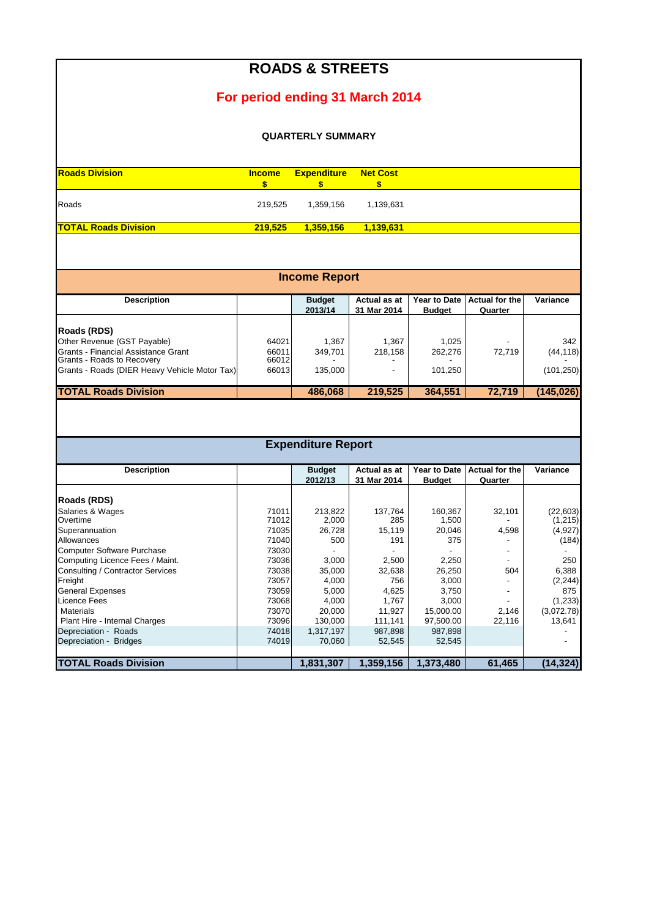# ROADS & STREETS

## For period ending 31 March 2014

### QUARTERLY SUMMARY

| Roads Division | Income $ | Expenditure $ | Net Cost $ |
|---|---|---|---|
| Roads | 219,525 | 1,359,156 | 1,139,631 |
| **TOTAL Roads Division** | **219,525** | **1,359,156** | **1,139,631** |

## Income Report

| Description | | Budget 2013/14 | Actual as at 31 Mar 2014 | Year to Date Budget | Actual for the Quarter | Variance |
|---|---|---|---|---|---|---|
| **Roads (RDS)** | | | | | | |
| Other Revenue (GST Payable) | 64021 | 1,367 | 1,367 | 1,025 | - | 342 |
| Grants - Financial Assistance Grant | 66011 | 349,701 | 218,158 | 262,276 | 72,719 | (44,118) |
| Grants - Roads to Recovery | 66012 | - | - | - | | |
| Grants - Roads (DIER Heavy Vehicle Motor Tax) | 66013 | 135,000 | - | 101,250 | | (101,250) |
| **TOTAL Roads Division** | | **486,068** | **219,525** | **364,551** | **72,719** | **(145,026)** |

## Expenditure Report

| Description | | Budget 2012/13 | Actual as at 31 Mar 2014 | Year to Date Budget | Actual for the Quarter | Variance |
|---|---|---|---|---|---|---|
| **Roads (RDS)** | | | | | | |
| Salaries & Wages | 71011 | 213,822 | 137,764 | 160,367 | 32,101 | (22,603) |
| Overtime | 71012 | 2,000 | 285 | 1,500 | - | (1,215) |
| Superannuation | 71035 | 26,728 | 15,119 | 20,046 | 4,598 | (4,927) |
| Allowances | 71040 | 500 | 191 | 375 | - | (184) |
| Computer Software Purchase | 73030 | - | - | - | - | - |
| Computing Licence Fees / Maint. | 73036 | 3,000 | 2,500 | 2,250 | - | 250 |
| Consulting / Contractor Services | 73038 | 35,000 | 32,638 | 26,250 | 504 | 6,388 |
| Freight | 73057 | 4,000 | 756 | 3,000 | - | (2,244) |
| General Expenses | 73059 | 5,000 | 4,625 | 3,750 | - | 875 |
| Licence Fees | 73068 | 4,000 | 1,767 | 3,000 | - | (1,233) |
| Materials | 73070 | 20,000 | 11,927 | 15,000.00 | 2,146 | (3,072.78) |
| Plant Hire - Internal Charges | 73096 | 130,000 | 111,141 | 97,500.00 | 22,116 | 13,641 |
| Depreciation - Roads | 74018 | 1,317,197 | 987,898 | 987,898 | | - |
| Depreciation - Bridges | 74019 | 70,060 | 52,545 | 52,545 | | - |
| **TOTAL Roads Division** | | **1,831,307** | **1,359,156** | **1,373,480** | **61,465** | **(14,324)** |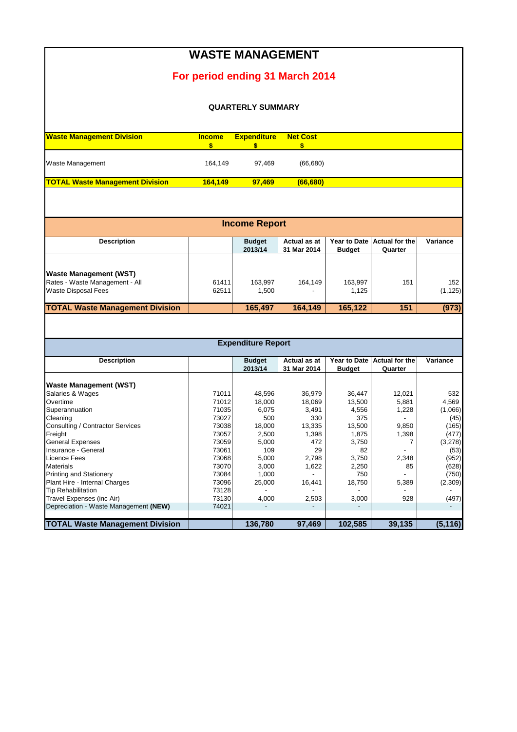# WASTE MANAGEMENT

## For period ending 31 March 2014

### QUARTERLY SUMMARY

| Waste Management Division | Income $ | Expenditure $ | Net Cost $ |
|---|---|---|---|
| Waste Management | 164,149 | 97,469 | (66,680) |
| **TOTAL Waste Management Division** | **164,149** | **97,469** | **(66,680)** |

## Income Report

| Description | | Budget 2013/14 | Actual as at 31 Mar 2014 | Year to Date Budget | Actual for the Quarter | Variance |
|---|---|---|---|---|---|---|
| **Waste Management (WST)** | | | | | | |
| Rates - Waste Management - All | 61411 | 163,997 | 164,149 | 163,997 | 151 | 152 |
| Waste Disposal Fees | 62511 | 1,500 | - | 1,125 | | (1,125) |
| **TOTAL Waste Management Division** | | **165,497** | **164,149** | **165,122** | **151** | **(973)** |

## Expenditure Report

| Description | | Budget 2013/14 | Actual as at 31 Mar 2014 | Year to Date Budget | Actual for the Quarter | Variance |
|---|---|---|---|---|---|---|
| **Waste Management (WST)** | | | | | | |
| Salaries & Wages | 71011 | 48,596 | 36,979 | 36,447 | 12,021 | 532 |
| Overtime | 71012 | 18,000 | 18,069 | 13,500 | 5,881 | 4,569 |
| Superannuation | 71035 | 6,075 | 3,491 | 4,556 | 1,228 | (1,066) |
| Cleaning | 73027 | 500 | 330 | 375 | - | (45) |
| Consulting / Contractor Services | 73038 | 18,000 | 13,335 | 13,500 | 9,850 | (165) |
| Freight | 73057 | 2,500 | 1,398 | 1,875 | 1,398 | (477) |
| General Expenses | 73059 | 5,000 | 472 | 3,750 | 7 | (3,278) |
| Insurance - General | 73061 | 109 | 29 | 82 | - | (53) |
| Licence Fees | 73068 | 5,000 | 2,798 | 3,750 | 2,348 | (952) |
| Materials | 73070 | 3,000 | 1,622 | 2,250 | 85 | (628) |
| Printing and Stationery | 73084 | 1,000 | - | 750 | - | (750) |
| Plant Hire - Internal Charges | 73096 | 25,000 | 16,441 | 18,750 | 5,389 | (2,309) |
| Tip Rehabilitation | 73128 | - | - | - | - | - |
| Travel Expenses (inc Air) | 73130 | 4,000 | 2,503 | 3,000 | 928 | (497) |
| Depreciation - Waste Management **(NEW)** | 74021 | - | - | - | | - |
| **TOTAL Waste Management Division** | | **136,780** | **97,469** | **102,585** | **39,135** | **(5,116)** |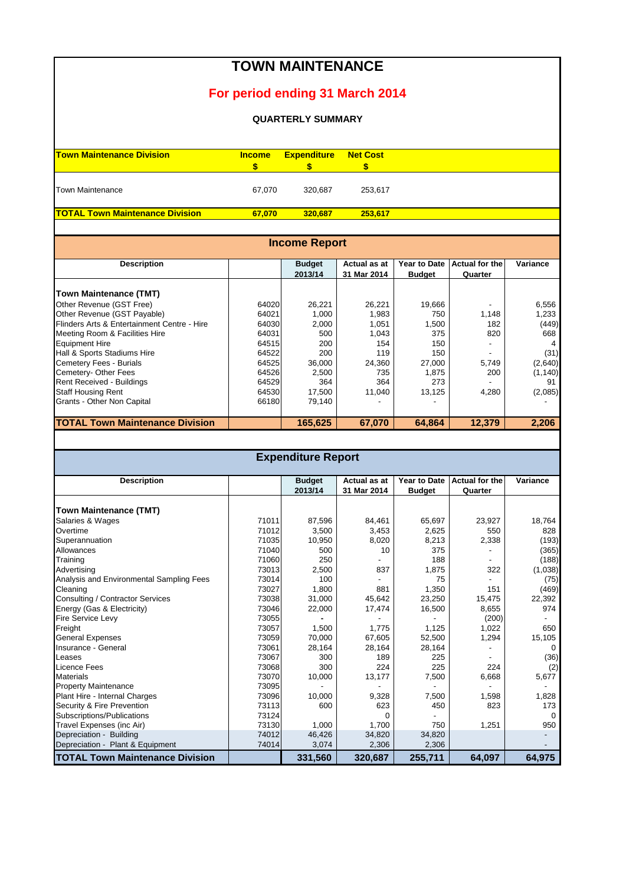# TOWN MAINTENANCE

## For period ending 31 March 2014

### QUARTERLY SUMMARY

| Town Maintenance Division | Income $ | Expenditure $ | Net Cost $ |
|---|---|---|---|
| Town Maintenance | 67,070 | 320,687 | 253,617 |
| **TOTAL Town Maintenance Division** | **67,070** | **320,687** | **253,617** |

## Income Report

| Description | | Budget 2013/14 | Actual as at 31 Mar 2014 | Year to Date Budget | Actual for the Quarter | Variance |
|---|---|---|---|---|---|---|
| **Town Maintenance (TMT)** | | | | | | |
| Other Revenue (GST Free) | 64020 | 26,221 | 26,221 | 19,666 | - | 6,556 |
| Other Revenue (GST Payable) | 64021 | 1,000 | 1,983 | 750 | 1,148 | 1,233 |
| Flinders Arts & Entertainment Centre - Hire | 64030 | 2,000 | 1,051 | 1,500 | 182 | (449) |
| Meeting Room & Facilities Hire | 64031 | 500 | 1,043 | 375 | 820 | 668 |
| Equipment Hire | 64515 | 200 | 154 | 150 | - | 4 |
| Hall & Sports Stadiums Hire | 64522 | 200 | 119 | 150 | - | (31) |
| Cemetery Fees - Burials | 64525 | 36,000 | 24,360 | 27,000 | 5,749 | (2,640) |
| Cemetery- Other Fees | 64526 | 2,500 | 735 | 1,875 | 200 | (1,140) |
| Rent Received - Buildings | 64529 | 364 | 364 | 273 | - | 91 |
| Staff Housing Rent | 64530 | 17,500 | 11,040 | 13,125 | 4,280 | (2,085) |
| Grants - Other Non Capital | 66180 | 79,140 | - | - | | - |
| **TOTAL Town Maintenance Division** | | **165,625** | **67,070** | **64,864** | **12,379** | **2,206** |

## Expenditure Report

| Description | | Budget 2013/14 | Actual as at 31 Mar 2014 | Year to Date Budget | Actual for the Quarter | Variance |
|---|---|---|---|---|---|---|
| **Town Maintenance (TMT)** | | | | | | |
| Salaries & Wages | 71011 | 87,596 | 84,461 | 65,697 | 23,927 | 18,764 |
| Overtime | 71012 | 3,500 | 3,453 | 2,625 | 550 | 828 |
| Superannuation | 71035 | 10,950 | 8,020 | 8,213 | 2,338 | (193) |
| Allowances | 71040 | 500 | 10 | 375 | - | (365) |
| Training | 71060 | 250 | - | 188 | - | (188) |
| Advertising | 73013 | 2,500 | 837 | 1,875 | 322 | (1,038) |
| Analysis and Environmental Sampling Fees | 73014 | 100 | - | 75 | - | (75) |
| Cleaning | 73027 | 1,800 | 881 | 1,350 | 151 | (469) |
| Consulting / Contractor Services | 73038 | 31,000 | 45,642 | 23,250 | 15,475 | 22,392 |
| Energy (Gas & Electricity) | 73046 | 22,000 | 17,474 | 16,500 | 8,655 | 974 |
| Fire Service Levy | 73055 | - | - | - | (200) | - |
| Freight | 73057 | 1,500 | 1,775 | 1,125 | 1,022 | 650 |
| General Expenses | 73059 | 70,000 | 67,605 | 52,500 | 1,294 | 15,105 |
| Insurance - General | 73061 | 28,164 | 28,164 | 28,164 | - | 0 |
| Leases | 73067 | 300 | 189 | 225 | - | (36) |
| Licence Fees | 73068 | 300 | 224 | 225 | 224 | (2) |
| Materials | 73070 | 10,000 | 13,177 | 7,500 | 6,668 | 5,677 |
| Property Maintenance | 73095 | | - | - | - | - |
| Plant Hire - Internal Charges | 73096 | 10,000 | 9,328 | 7,500 | 1,598 | 1,828 |
| Security & Fire Prevention | 73113 | 600 | 623 | 450 | 823 | 173 |
| Subscriptions/Publications | 73124 | | 0 | - | | 0 |
| Travel Expenses (inc Air) | 73130 | 1,000 | 1,700 | 750 | 1,251 | 950 |
| Depreciation - Building | 74012 | 46,426 | 34,820 | 34,820 | | - |
| Depreciation - Plant & Equipment | 74014 | 3,074 | 2,306 | 2,306 | | - |
| **TOTAL Town Maintenance Division** | | **331,560** | **320,687** | **255,711** | **64,097** | **64,975** |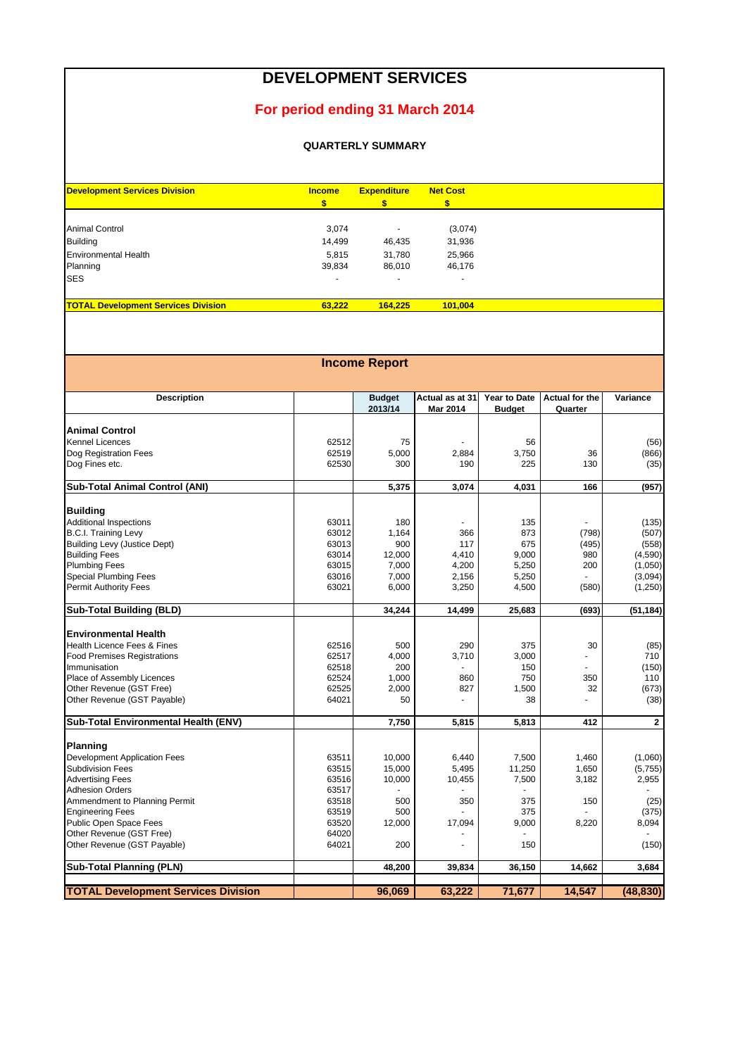# DEVELOPMENT SERVICES

## For period ending 31 March 2014

### QUARTERLY SUMMARY

| Development Services Division | Income $ | Expenditure $ | Net Cost $ |
|---|---|---|---|
| Animal Control | 3,074 | - | (3,074) |
| Building | 14,499 | 46,435 | 31,936 |
| Environmental Health | 5,815 | 31,780 | 25,966 |
| Planning | 39,834 | 86,010 | 46,176 |
| SES | - | - | - |
| **TOTAL Development Services Division** | **63,222** | **164,225** | **101,004** |

## Income Report

| Description | | Budget 2013/14 | Actual as at 31 Mar 2014 | Year to Date Budget | Actual for the Quarter | Variance |
|---|---|---|---|---|---|---|
| **Animal Control** | | | | | | |
| Kennel Licences | 62512 | 75 | - | 56 | | (56) |
| Dog Registration Fees | 62519 | 5,000 | 2,884 | 3,750 | 36 | (866) |
| Dog Fines etc. | 62530 | 300 | 190 | 225 | 130 | (35) |
| **Sub-Total Animal Control (ANI)** | | **5,375** | **3,074** | **4,031** | **166** | **(957)** |
| **Building** | | | | | | |
| Additional Inspections | 63011 | 180 | - | 135 | - | (135) |
| B.C.I. Training Levy | 63012 | 1,164 | 366 | 873 | (798) | (507) |
| Building Levy (Justice Dept) | 63013 | 900 | 117 | 675 | (495) | (558) |
| Building Fees | 63014 | 12,000 | 4,410 | 9,000 | 980 | (4,590) |
| Plumbing Fees | 63015 | 7,000 | 4,200 | 5,250 | 200 | (1,050) |
| Special Plumbing Fees | 63016 | 7,000 | 2,156 | 5,250 | - | (3,094) |
| Permit Authority Fees | 63021 | 6,000 | 3,250 | 4,500 | (580) | (1,250) |
| **Sub-Total Building (BLD)** | | **34,244** | **14,499** | **25,683** | **(693)** | **(51,184)** |
| **Environmental Health** | | | | | | |
| Health Licence Fees & Fines | 62516 | 500 | 290 | 375 | 30 | (85) |
| Food Premises Registrations | 62517 | 4,000 | 3,710 | 3,000 | - | 710 |
| Immunisation | 62518 | 200 | - | 150 | - | (150) |
| Place of Assembly Licences | 62524 | 1,000 | 860 | 750 | 350 | 110 |
| Other Revenue (GST Free) | 62525 | 2,000 | 827 | 1,500 | 32 | (673) |
| Other Revenue (GST Payable) | 64021 | 50 | - | 38 | - | (38) |
| **Sub-Total Environmental Health (ENV)** | | **7,750** | **5,815** | **5,813** | **412** | **2** |
| **Planning** | | | | | | |
| Development Application Fees | 63511 | 10,000 | 6,440 | 7,500 | 1,460 | (1,060) |
| Subdivision Fees | 63515 | 15,000 | 5,495 | 11,250 | 1,650 | (5,755) |
| Advertising Fees | 63516 | 10,000 | 10,455 | 7,500 | 3,182 | 2,955 |
| Adhesion Orders | 63517 | - | - | - | | - |
| Ammendment to Planning Permit | 63518 | 500 | 350 | 375 | 150 | (25) |
| Engineering Fees | 63519 | 500 | - | 375 | - | (375) |
| Public Open Space Fees | 63520 | 12,000 | 17,094 | 9,000 | 8,220 | 8,094 |
| Other Revenue (GST Free) | 64020 | | - | - | | - |
| Other Revenue (GST Payable) | 64021 | 200 | - | 150 | | (150) |
| **Sub-Total Planning (PLN)** | | **48,200** | **39,834** | **36,150** | **14,662** | **3,684** |
| **TOTAL Development Services Division** | | **96,069** | **63,222** | **71,677** | **14,547** | **(48,830)** |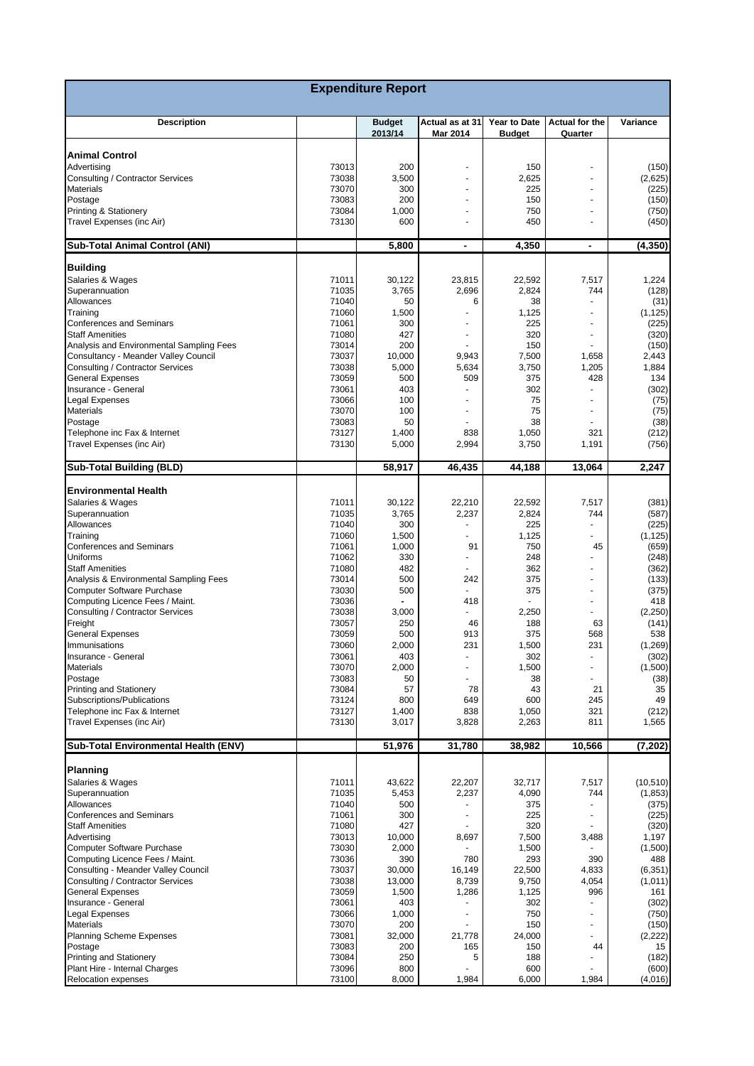# Expenditure Report

| Description | | Budget 2013/14 | Actual as at 31 Mar 2014 | Year to Date Budget | Actual for the Quarter | Variance |
|---|---|---|---|---|---|---|
| **Animal Control** | | | | | | |
| Advertising | 73013 | 200 | - | 150 | - | (150) |
| Consulting / Contractor Services | 73038 | 3,500 | - | 2,625 | - | (2,625) |
| Materials | 73070 | 300 | - | 225 | - | (225) |
| Postage | 73083 | 200 | - | 150 | - | (150) |
| Printing & Stationery | 73084 | 1,000 | - | 750 | - | (750) |
| Travel Expenses (inc Air) | 73130 | 600 | - | 450 | - | (450) |
| **Sub-Total Animal Control (ANI)** | | **5,800** | **-** | **4,350** | **-** | **(4,350)** |
| **Building** | | | | | | |
| Salaries & Wages | 71011 | 30,122 | 23,815 | 22,592 | 7,517 | 1,224 |
| Superannuation | 71035 | 3,765 | 2,696 | 2,824 | 744 | (128) |
| Allowances | 71040 | 50 | 6 | 38 | - | (31) |
| Training | 71060 | 1,500 | - | 1,125 | - | (1,125) |
| Conferences and Seminars | 71061 | 300 | - | 225 | - | (225) |
| Staff Amenities | 71080 | 427 | - | 320 | - | (320) |
| Analysis and Environmental Sampling Fees | 73014 | 200 | - | 150 | - | (150) |
| Consultancy - Meander Valley Council | 73037 | 10,000 | 9,943 | 7,500 | 1,658 | 2,443 |
| Consulting / Contractor Services | 73038 | 5,000 | 5,634 | 3,750 | 1,205 | 1,884 |
| General Expenses | 73059 | 500 | 509 | 375 | 428 | 134 |
| Insurance - General | 73061 | 403 | - | 302 | - | (302) |
| Legal Expenses | 73066 | 100 | - | 75 | - | (75) |
| Materials | 73070 | 100 | - | 75 | - | (75) |
| Postage | 73083 | 50 | - | 38 | - | (38) |
| Telephone inc Fax & Internet | 73127 | 1,400 | 838 | 1,050 | 321 | (212) |
| Travel Expenses (inc Air) | 73130 | 5,000 | 2,994 | 3,750 | 1,191 | (756) |
| **Sub-Total Building (BLD)** | | **58,917** | **46,435** | **44,188** | **13,064** | **2,247** |
| **Environmental Health** | | | | | | |
| Salaries & Wages | 71011 | 30,122 | 22,210 | 22,592 | 7,517 | (381) |
| Superannuation | 71035 | 3,765 | 2,237 | 2,824 | 744 | (587) |
| Allowances | 71040 | 300 | - | 225 | - | (225) |
| Training | 71060 | 1,500 | - | 1,125 | - | (1,125) |
| Conferences and Seminars | 71061 | 1,000 | 91 | 750 | 45 | (659) |
| Uniforms | 71062 | 330 | - | 248 | - | (248) |
| Staff Amenities | 71080 | 482 | - | 362 | - | (362) |
| Analysis & Environmental Sampling Fees | 73014 | 500 | 242 | 375 | - | (133) |
| Computer Software Purchase | 73030 | 500 | - | 375 | - | (375) |
| Computing Licence Fees / Maint. | 73036 | - | 418 | - | - | 418 |
| Consulting / Contractor Services | 73038 | 3,000 | - | 2,250 | - | (2,250) |
| Freight | 73057 | 250 | 46 | 188 | 63 | (141) |
| General Expenses | 73059 | 500 | 913 | 375 | 568 | 538 |
| Immunisations | 73060 | 2,000 | 231 | 1,500 | 231 | (1,269) |
| Insurance - General | 73061 | 403 | - | 302 | - | (302) |
| Materials | 73070 | 2,000 | - | 1,500 | - | (1,500) |
| Postage | 73083 | 50 | - | 38 | - | (38) |
| Printing and Stationery | 73084 | 57 | 78 | 43 | 21 | 35 |
| Subscriptions/Publications | 73124 | 800 | 649 | 600 | 245 | 49 |
| Telephone inc Fax & Internet | 73127 | 1,400 | 838 | 1,050 | 321 | (212) |
| Travel Expenses (inc Air) | 73130 | 3,017 | 3,828 | 2,263 | 811 | 1,565 |
| **Sub-Total Environmental Health (ENV)** | | **51,976** | **31,780** | **38,982** | **10,566** | **(7,202)** |
| **Planning** | | | | | | |
| Salaries & Wages | 71011 | 43,622 | 22,207 | 32,717 | 7,517 | (10,510) |
| Superannuation | 71035 | 5,453 | 2,237 | 4,090 | 744 | (1,853) |
| Allowances | 71040 | 500 | - | 375 | - | (375) |
| Conferences and Seminars | 71061 | 300 | - | 225 | - | (225) |
| Staff Amenities | 71080 | 427 | - | 320 | - | (320) |
| Advertising | 73013 | 10,000 | 8,697 | 7,500 | 3,488 | 1,197 |
| Computer Software Purchase | 73030 | 2,000 | - | 1,500 | - | (1,500) |
| Computing Licence Fees / Maint. | 73036 | 390 | 780 | 293 | 390 | 488 |
| Consulting - Meander Valley Council | 73037 | 30,000 | 16,149 | 22,500 | 4,833 | (6,351) |
| Consulting / Contractor Services | 73038 | 13,000 | 8,739 | 9,750 | 4,054 | (1,011) |
| General Expenses | 73059 | 1,500 | 1,286 | 1,125 | 996 | 161 |
| Insurance - General | 73061 | 403 | - | 302 | - | (302) |
| Legal Expenses | 73066 | 1,000 | - | 750 | - | (750) |
| Materials | 73070 | 200 | - | 150 | - | (150) |
| Planning Scheme Expenses | 73081 | 32,000 | 21,778 | 24,000 | - | (2,222) |
| Postage | 73083 | 200 | 165 | 150 | 44 | 15 |
| Printing and Stationery | 73084 | 250 | 5 | 188 | - | (182) |
| Plant Hire - Internal Charges | 73096 | 800 | - | 600 | - | (600) |
| Relocation expenses | 73100 | 8,000 | 1,984 | 6,000 | 1,984 | (4,016) |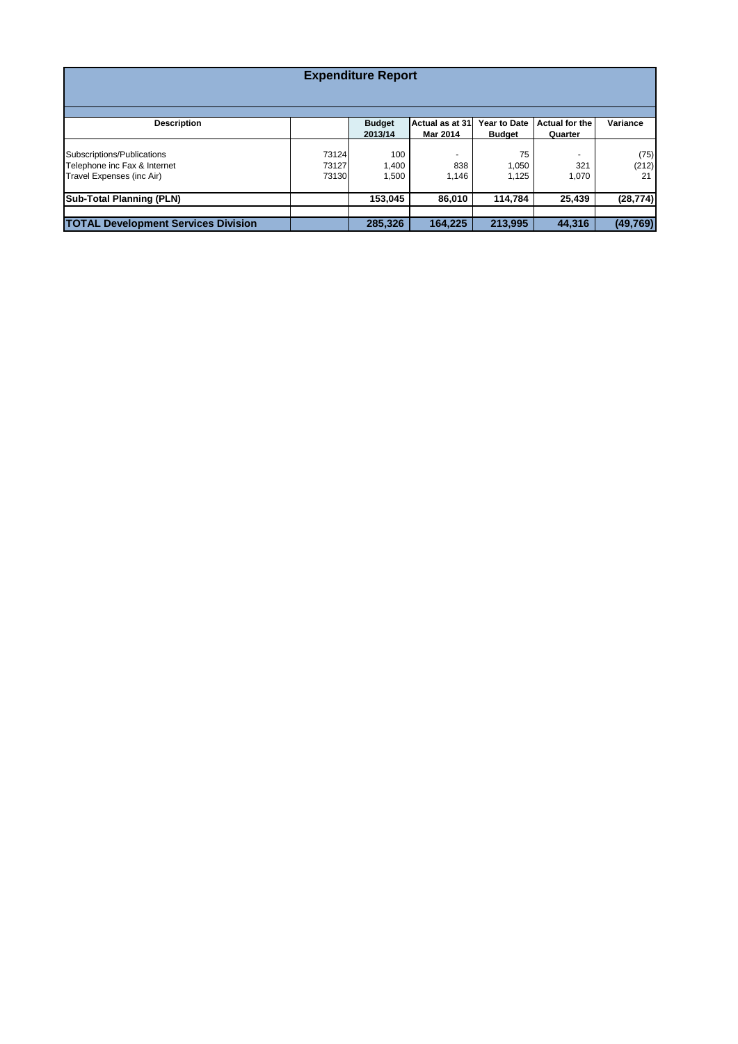## Expenditure Report

| Description | | Budget 2013/14 | Actual as at 31 Mar 2014 | Year to Date Budget | Actual for the Quarter | Variance |
|---|---|---|---|---|---|---|
| Subscriptions/Publications | 73124 | 100 | - | 75 | - | (75) |
| Telephone inc Fax & Internet | 73127 | 1,400 | 838 | 1,050 | 321 | (212) |
| Travel Expenses (inc Air) | 73130 | 1,500 | 1,146 | 1,125 | 1,070 | 21 |
| **Sub-Total Planning (PLN)** | | **153,045** | **86,010** | **114,784** | **25,439** | **(28,774)** |
| **TOTAL Development Services Division** | | **285,326** | **164,225** | **213,995** | **44,316** | **(49,769)** |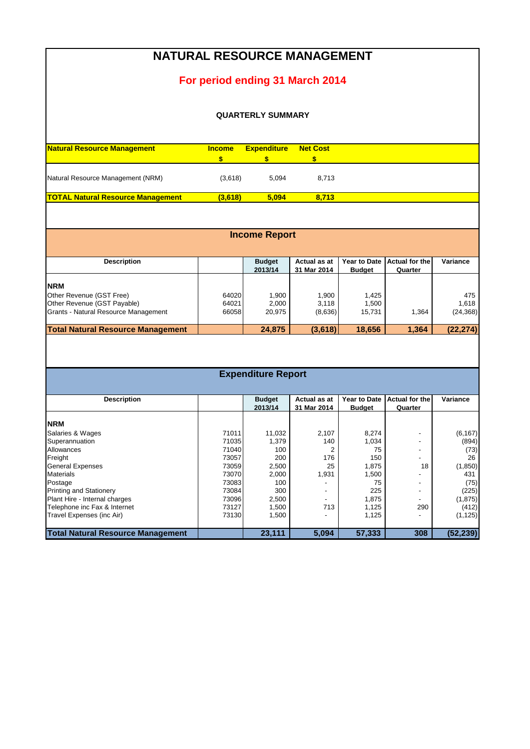# NATURAL RESOURCE MANAGEMENT

## For period ending 31 March 2014

### QUARTERLY SUMMARY

| Natural Resource Management | Income $ | Expenditure $ | Net Cost $ |
|---|---|---|---|
| Natural Resource Management (NRM) | (3,618) | 5,094 | 8,713 |
| **TOTAL Natural Resource Management** | **(3,618)** | **5,094** | **8,713** |

## Income Report

| Description | | Budget 2013/14 | Actual as at 31 Mar 2014 | Year to Date Budget | Actual for the Quarter | Variance |
|---|---|---|---|---|---|---|
| **NRM** | | | | | | |
| Other Revenue (GST Free) | 64020 | 1,900 | 1,900 | 1,425 | | 475 |
| Other Revenue (GST Payable) | 64021 | 2,000 | 3,118 | 1,500 | | 1,618 |
| Grants - Natural Resource Management | 66058 | 20,975 | (8,636) | 15,731 | 1,364 | (24,368) |
| **Total Natural Resource Management** | | **24,875** | **(3,618)** | **18,656** | **1,364** | **(22,274)** |

## Expenditure Report

| Description | | Budget 2013/14 | Actual as at 31 Mar 2014 | Year to Date Budget | Actual for the Quarter | Variance |
|---|---|---|---|---|---|---|
| **NRM** | | | | | | |
| Salaries & Wages | 71011 | 11,032 | 2,107 | 8,274 | - | (6,167) |
| Superannuation | 71035 | 1,379 | 140 | 1,034 | - | (894) |
| Allowances | 71040 | 100 | 2 | 75 | - | (73) |
| Freight | 73057 | 200 | 176 | 150 | - | 26 |
| General Expenses | 73059 | 2,500 | 25 | 1,875 | 18 | (1,850) |
| Materials | 73070 | 2,000 | 1,931 | 1,500 | - | 431 |
| Postage | 73083 | 100 | - | 75 | - | (75) |
| Printing and Stationery | 73084 | 300 | - | 225 | - | (225) |
| Plant Hire - Internal charges | 73096 | 2,500 | - | 1,875 | - | (1,875) |
| Telephone inc Fax & Internet | 73127 | 1,500 | 713 | 1,125 | 290 | (412) |
| Travel Expenses (inc Air) | 73130 | 1,500 | - | 1,125 | - | (1,125) |
| **Total Natural Resource Management** | | **23,111** | **5,094** | **57,333** | **308** | **(52,239)** |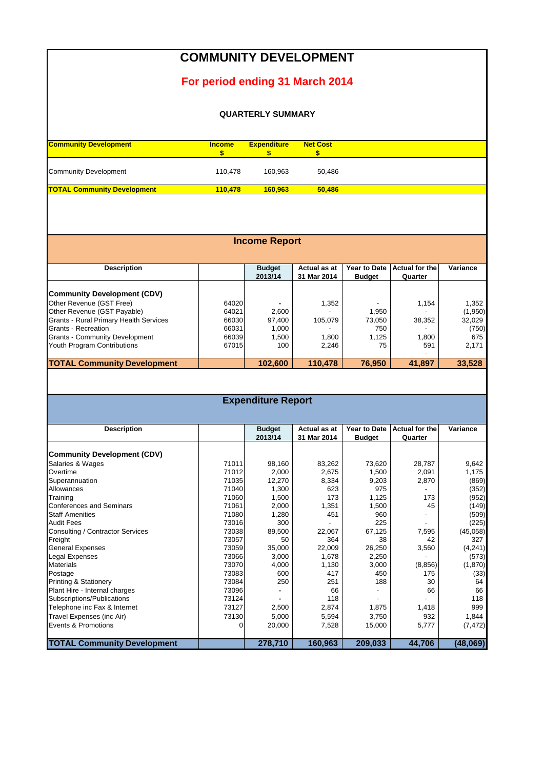# COMMUNITY DEVELOPMENT

## For period ending 31 March 2014

### QUARTERLY SUMMARY

| Community Development | Income $ | Expenditure $ | Net Cost $ |
|---|---|---|---|
| Community Development | 110,478 | 160,963 | 50,486 |
| **TOTAL Community Development** | **110,478** | **160,963** | **50,486** |

## Income Report

| Description | | Budget 2013/14 | Actual as at 31 Mar 2014 | Year to Date Budget | Actual for the Quarter | Variance |
|---|---|---|---|---|---|---|
| **Community Development (CDV)** | | | | | | |
| Other Revenue (GST Free) | 64020 | - | 1,352 | - | 1,154 | 1,352 |
| Other Revenue (GST Payable) | 64021 | 2,600 | - | 1,950 | - | (1,950) |
| Grants - Rural Primary Health Services | 66030 | 97,400 | 105,079 | 73,050 | 38,352 | 32,029 |
| Grants - Recreation | 66031 | 1,000 | - | 750 | - | (750) |
| Grants - Community Development | 66039 | 1,500 | 1,800 | 1,125 | 1,800 | 675 |
| Youth Program Contributions | 67015 | 100 | 2,246 | 75 | 591 | 2,171 |
| | | | | | - | |
| **TOTAL Community Development** | | **102,600** | **110,478** | **76,950** | **41,897** | **33,528** |

## Expenditure Report

| Description | | Budget 2013/14 | Actual as at 31 Mar 2014 | Year to Date Budget | Actual for the Quarter | Variance |
|---|---|---|---|---|---|---|
| **Community Development (CDV)** | | | | | | |
| Salaries & Wages | 71011 | 98,160 | 83,262 | 73,620 | 28,787 | 9,642 |
| Overtime | 71012 | 2,000 | 2,675 | 1,500 | 2,091 | 1,175 |
| Superannuation | 71035 | 12,270 | 8,334 | 9,203 | 2,870 | (869) |
| Allowances | 71040 | 1,300 | 623 | 975 | - | (352) |
| Training | 71060 | 1,500 | 173 | 1,125 | 173 | (952) |
| Conferences and Seminars | 71061 | 2,000 | 1,351 | 1,500 | 45 | (149) |
| Staff Amenities | 71080 | 1,280 | 451 | 960 | - | (509) |
| Audit Fees | 73016 | 300 | - | 225 | - | (225) |
| Consulting / Contractor Services | 73038 | 89,500 | 22,067 | 67,125 | 7,595 | (45,058) |
| Freight | 73057 | 50 | 364 | 38 | 42 | 327 |
| General Expenses | 73059 | 35,000 | 22,009 | 26,250 | 3,560 | (4,241) |
| Legal Expenses | 73066 | 3,000 | 1,678 | 2,250 | - | (573) |
| Materials | 73070 | 4,000 | 1,130 | 3,000 | (8,856) | (1,870) |
| Postage | 73083 | 600 | 417 | 450 | 175 | (33) |
| Printing & Stationery | 73084 | 250 | 251 | 188 | 30 | 64 |
| Plant Hire - Internal charges | 73096 | - | 66 | - | 66 | 66 |
| Subscriptions/Publications | 73124 | - | 118 | - | - | 118 |
| Telephone inc Fax & Internet | 73127 | 2,500 | 2,874 | 1,875 | 1,418 | 999 |
| Travel Expenses (inc Air) | 73130 | 5,000 | 5,594 | 3,750 | 932 | 1,844 |
| Events & Promotions | 0 | 20,000 | 7,528 | 15,000 | 5,777 | (7,472) |
| **TOTAL Community Development** | | **278,710** | **160,963** | **209,033** | **44,706** | **(48,069)** |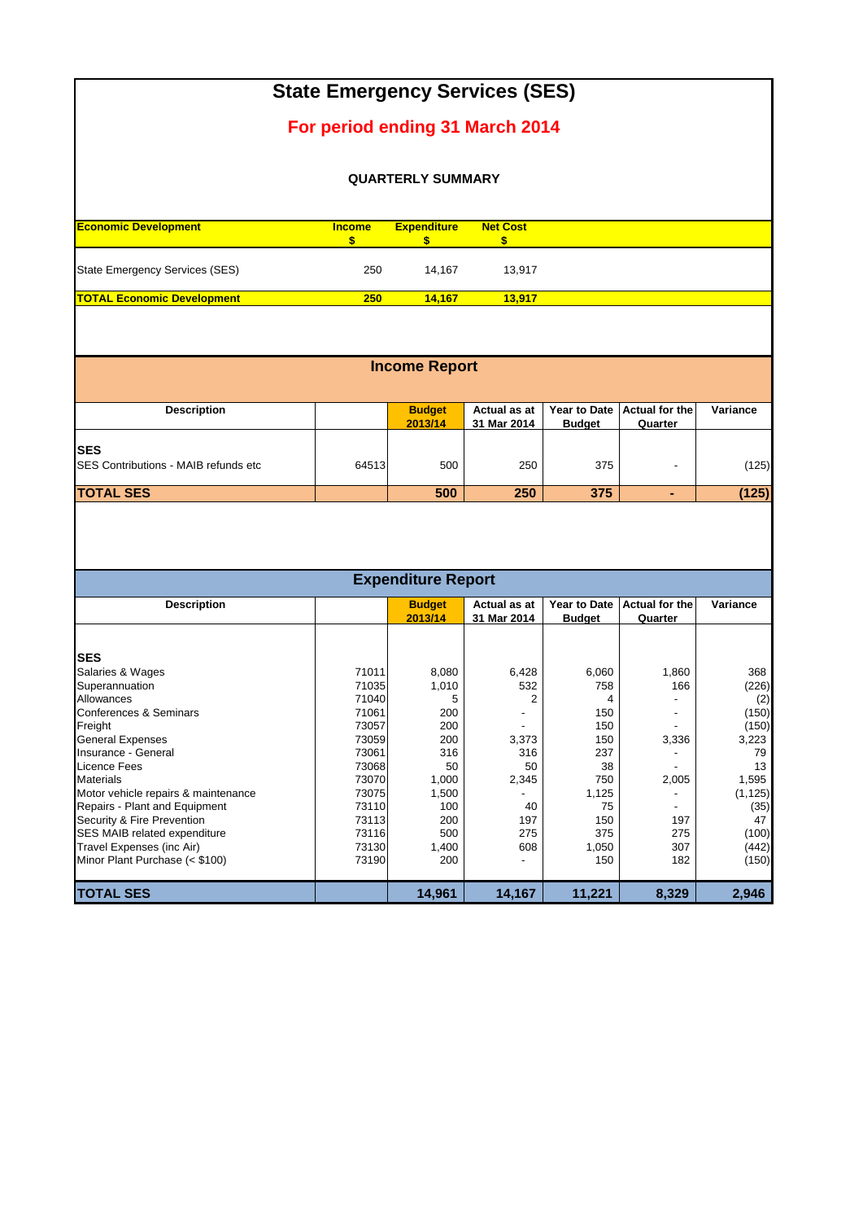# State Emergency Services (SES)

## For period ending 31 March 2014

### QUARTERLY SUMMARY

| Economic Development | Income $ | Expenditure $ | Net Cost $ |
|---|---|---|---|
| State Emergency Services (SES) | 250 | 14,167 | 13,917 |
| **TOTAL Economic Development** | **250** | **14,167** | **13,917** |

## Income Report

| Description | | Budget 2013/14 | Actual as at 31 Mar 2014 | Year to Date Budget | Actual for the Quarter | Variance |
|---|---|---|---|---|---|---|
| **SES** | | | | | | |
| SES Contributions - MAIB refunds etc | 64513 | 500 | 250 | 375 | - | (125) |
| **TOTAL SES** | | **500** | **250** | **375** | **-** | **(125)** |

## Expenditure Report

| Description | | Budget 2013/14 | Actual as at 31 Mar 2014 | Year to Date Budget | Actual for the Quarter | Variance |
|---|---|---|---|---|---|---|
| **SES** | | | | | | |
| Salaries & Wages | 71011 | 8,080 | 6,428 | 6,060 | 1,860 | 368 |
| Superannuation | 71035 | 1,010 | 532 | 758 | 166 | (226) |
| Allowances | 71040 | 5 | 2 | 4 | - | (2) |
| Conferences & Seminars | 71061 | 200 | - | 150 | - | (150) |
| Freight | 73057 | 200 | - | 150 | - | (150) |
| General Expenses | 73059 | 200 | 3,373 | 150 | 3,336 | 3,223 |
| Insurance - General | 73061 | 316 | 316 | 237 | - | 79 |
| Licence Fees | 73068 | 50 | 50 | 38 | - | 13 |
| Materials | 73070 | 1,000 | 2,345 | 750 | 2,005 | 1,595 |
| Motor vehicle repairs & maintenance | 73075 | 1,500 | - | 1,125 | - | (1,125) |
| Repairs - Plant and Equipment | 73110 | 100 | 40 | 75 | - | (35) |
| Security & Fire Prevention | 73113 | 200 | 197 | 150 | 197 | 47 |
| SES MAIB related expenditure | 73116 | 500 | 275 | 375 | 275 | (100) |
| Travel Expenses (inc Air) | 73130 | 1,400 | 608 | 1,050 | 307 | (442) |
| Minor Plant Purchase (< $100) | 73190 | 200 | - | 150 | 182 | (150) |
| **TOTAL SES** | | **14,961** | **14,167** | **11,221** | **8,329** | **2,946** |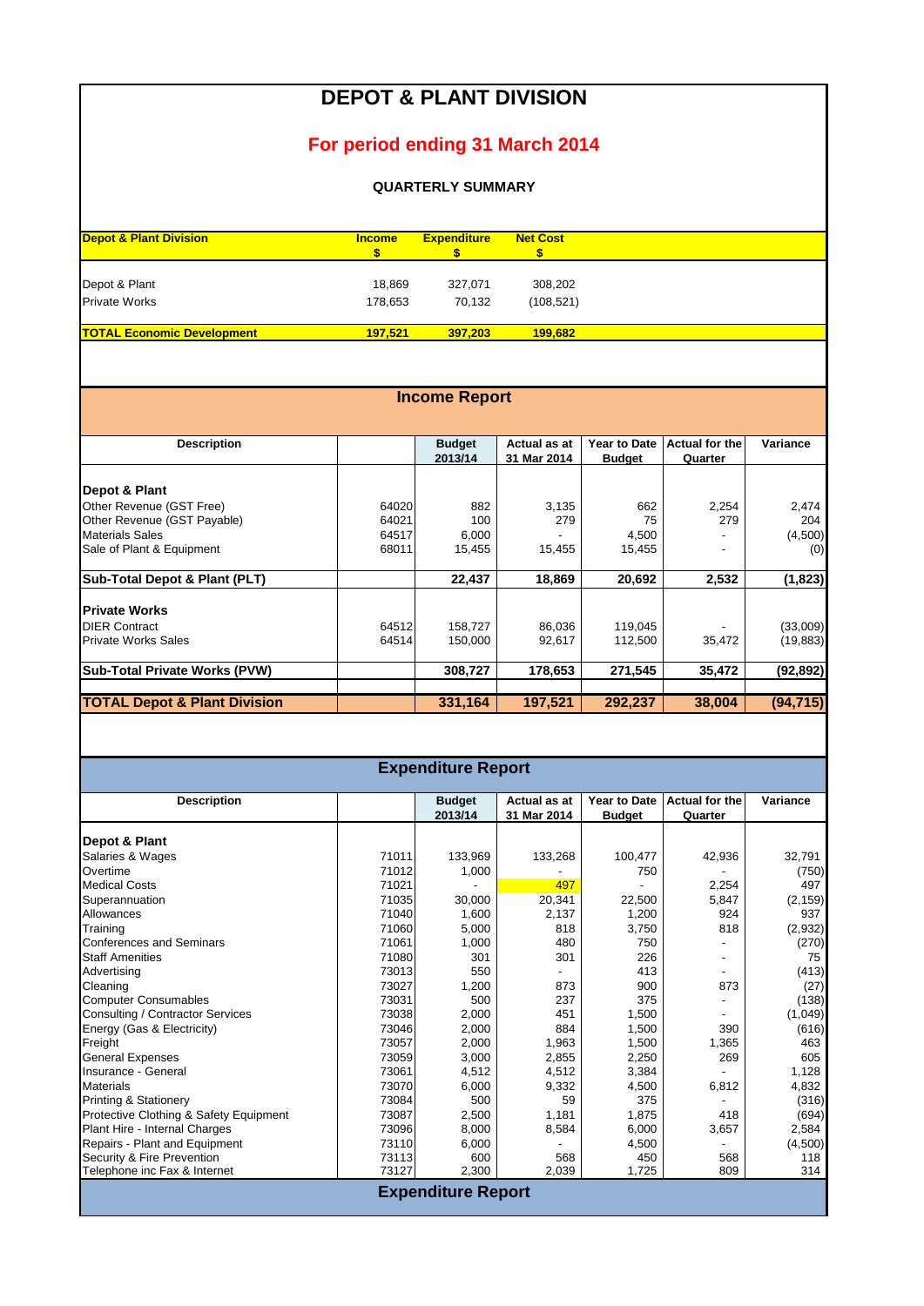# DEPOT & PLANT DIVISION

## For period ending 31 March 2014

### QUARTERLY SUMMARY

| Depot & Plant Division | Income $ | Expenditure $ | Net Cost $ |
|---|---|---|---|
| Depot & Plant | 18,869 | 327,071 | 308,202 |
| Private Works | 178,653 | 70,132 | (108,521) |
| **TOTAL Economic Development** | **197,521** | **397,203** | **199,682** |

## Income Report

| Description | | Budget 2013/14 | Actual as at 31 Mar 2014 | Year to Date Budget | Actual for the Quarter | Variance |
|---|---|---|---|---|---|---|
| **Depot & Plant** | | | | | | |
| Other Revenue (GST Free) | 64020 | 882 | 3,135 | 662 | 2,254 | 2,474 |
| Other Revenue (GST Payable) | 64021 | 100 | 279 | 75 | 279 | 204 |
| Materials Sales | 64517 | 6,000 | - | 4,500 | - | (4,500) |
| Sale of Plant & Equipment | 68011 | 15,455 | 15,455 | 15,455 | - | (0) |
| **Sub-Total Depot & Plant (PLT)** | | **22,437** | **18,869** | **20,692** | **2,532** | **(1,823)** |
| **Private Works** | | | | | | |
| DIER Contract | 64512 | 158,727 | 86,036 | 119,045 | - | (33,009) |
| Private Works Sales | 64514 | 150,000 | 92,617 | 112,500 | 35,472 | (19,883) |
| **Sub-Total Private Works (PVW)** | | **308,727** | **178,653** | **271,545** | **35,472** | **(92,892)** |
| **TOTAL Depot & Plant Division** | | **331,164** | **197,521** | **292,237** | **38,004** | **(94,715)** |

## Expenditure Report

| Description | | Budget 2013/14 | Actual as at 31 Mar 2014 | Year to Date Budget | Actual for the Quarter | Variance |
|---|---|---|---|---|---|---|
| **Depot & Plant** | | | | | | |
| Salaries & Wages | 71011 | 133,969 | 133,268 | 100,477 | 42,936 | 32,791 |
| Overtime | 71012 | 1,000 | - | 750 | - | (750) |
| Medical Costs | 71021 | - | 497 | - | 2,254 | 497 |
| Superannuation | 71035 | 30,000 | 20,341 | 22,500 | 5,847 | (2,159) |
| Allowances | 71040 | 1,600 | 2,137 | 1,200 | 924 | 937 |
| Training | 71060 | 5,000 | 818 | 3,750 | 818 | (2,932) |
| Conferences and Seminars | 71061 | 1,000 | 480 | 750 | - | (270) |
| Staff Amenities | 71080 | 301 | 301 | 226 | - | 75 |
| Advertising | 73013 | 550 | - | 413 | - | (413) |
| Cleaning | 73027 | 1,200 | 873 | 900 | 873 | (27) |
| Computer Consumables | 73031 | 500 | 237 | 375 | - | (138) |
| Consulting / Contractor Services | 73038 | 2,000 | 451 | 1,500 | - | (1,049) |
| Energy (Gas & Electricity) | 73046 | 2,000 | 884 | 1,500 | 390 | (616) |
| Freight | 73057 | 2,000 | 1,963 | 1,500 | 1,365 | 463 |
| General Expenses | 73059 | 3,000 | 2,855 | 2,250 | 269 | 605 |
| Insurance - General | 73061 | 4,512 | 4,512 | 3,384 | - | 1,128 |
| Materials | 73070 | 6,000 | 9,332 | 4,500 | 6,812 | 4,832 |
| Printing & Stationery | 73084 | 500 | 59 | 375 | - | (316) |
| Protective Clothing & Safety Equipment | 73087 | 2,500 | 1,181 | 1,875 | 418 | (694) |
| Plant Hire - Internal Charges | 73096 | 8,000 | 8,584 | 6,000 | 3,657 | 2,584 |
| Repairs - Plant and Equipment | 73110 | 6,000 | - | 4,500 | - | (4,500) |
| Security & Fire Prevention | 73113 | 600 | 568 | 450 | 568 | 118 |
| Telephone inc Fax & Internet | 73127 | 2,300 | 2,039 | 1,725 | 809 | 314 |

## Expenditure Report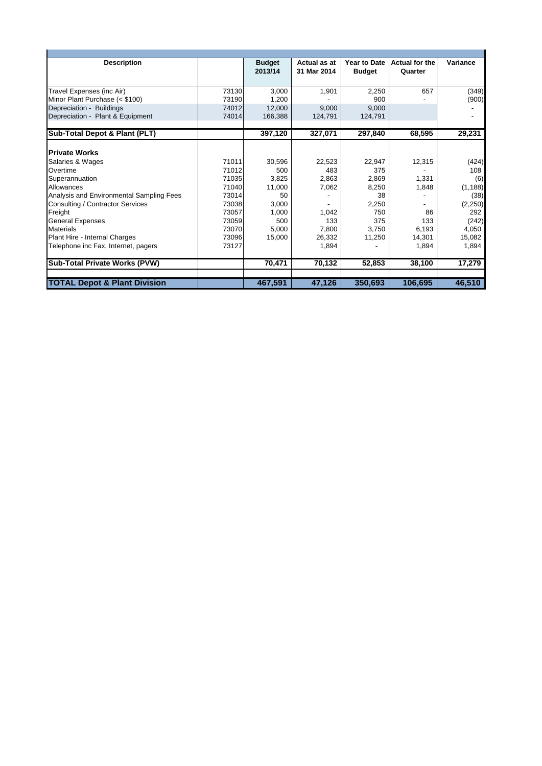| Description | | Budget 2013/14 | Actual as at 31 Mar 2014 | Year to Date Budget | Actual for the Quarter | Variance |
|---|---|---|---|---|---|---|
| Travel Expenses (inc Air) | 73130 | 3,000 | 1,901 | 2,250 | 657 | (349) |
| Minor Plant Purchase (< $100) | 73190 | 1,200 | - | 900 | - | (900) |
| Depreciation - Buildings | 74012 | 12,000 | 9,000 | 9,000 | | - |
| Depreciation - Plant & Equipment | 74014 | 166,388 | 124,791 | 124,791 | | - |
| **Sub-Total Depot & Plant (PLT)** | | **397,120** | **327,071** | **297,840** | **68,595** | **29,231** |
| **Private Works** | | | | | | |
| Salaries & Wages | 71011 | 30,596 | 22,523 | 22,947 | 12,315 | (424) |
| Overtime | 71012 | 500 | 483 | 375 | - | 108 |
| Superannuation | 71035 | 3,825 | 2,863 | 2,869 | 1,331 | (6) |
| Allowances | 71040 | 11,000 | 7,062 | 8,250 | 1,848 | (1,188) |
| Analysis and Environmental Sampling Fees | 73014 | 50 | - | 38 | - | (38) |
| Consulting / Contractor Services | 73038 | 3,000 | - | 2,250 | - | (2,250) |
| Freight | 73057 | 1,000 | 1,042 | 750 | 86 | 292 |
| General Expenses | 73059 | 500 | 133 | 375 | 133 | (242) |
| Materials | 73070 | 5,000 | 7,800 | 3,750 | 6,193 | 4,050 |
| Plant Hire - Internal Charges | 73096 | 15,000 | 26,332 | 11,250 | 14,301 | 15,082 |
| Telephone inc Fax, Internet, pagers | 73127 | | 1,894 | - | 1,894 | 1,894 |
| **Sub-Total Private Works (PVW)** | | **70,471** | **70,132** | **52,853** | **38,100** | **17,279** |
| **TOTAL Depot & Plant Division** | | **467,591** | **47,126** | **350,693** | **106,695** | **46,510** |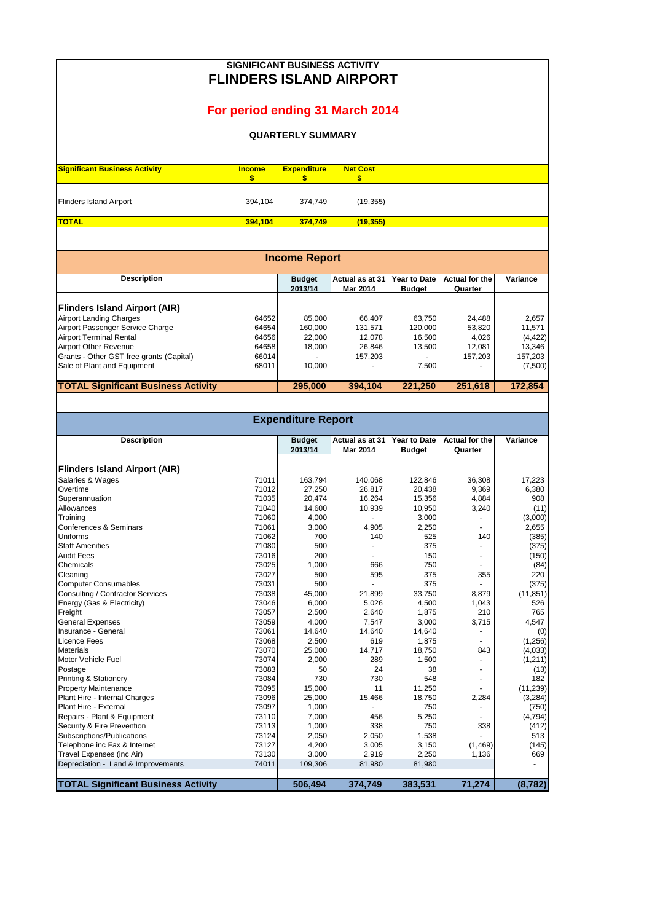**SIGNIFICANT BUSINESS ACTIVITY**

# FLINDERS ISLAND AIRPORT

## For period ending 31 March 2014

**QUARTERLY SUMMARY**

| Significant Business Activity | Income $ | Expenditure $ | Net Cost $ |
|---|---|---|---|
| Flinders Island Airport | 394,104 | 374,749 | (19,355) |
| **TOTAL** | **394,104** | **374,749** | **(19,355)** |

## Income Report

| Description | | Budget 2013/14 | Actual as at 31 Mar 2014 | Year to Date Budget | Actual for the Quarter | Variance |
|---|---|---|---|---|---|---|
| **Flinders Island Airport (AIR)** | | | | | | |
| Airport Landing Charges | 64652 | 85,000 | 66,407 | 63,750 | 24,488 | 2,657 |
| Airport Passenger Service Charge | 64654 | 160,000 | 131,571 | 120,000 | 53,820 | 11,571 |
| Airport Terminal Rental | 64656 | 22,000 | 12,078 | 16,500 | 4,026 | (4,422) |
| Airport Other Revenue | 64658 | 18,000 | 26,846 | 13,500 | 12,081 | 13,346 |
| Grants - Other GST free grants (Capital) | 66014 | - | 157,203 | - | 157,203 | 157,203 |
| Sale of Plant and Equipment | 68011 | 10,000 | - | 7,500 | - | (7,500) |
| **TOTAL Significant Business Activity** | | **295,000** | **394,104** | **221,250** | **251,618** | **172,854** |

## Expenditure Report

| Description | | Budget 2013/14 | Actual as at 31 Mar 2014 | Year to Date Budget | Actual for the Quarter | Variance |
|---|---|---|---|---|---|---|
| **Flinders Island Airport (AIR)** | | | | | | |
| Salaries & Wages | 71011 | 163,794 | 140,068 | 122,846 | 36,308 | 17,223 |
| Overtime | 71012 | 27,250 | 26,817 | 20,438 | 9,369 | 6,380 |
| Superannuation | 71035 | 20,474 | 16,264 | 15,356 | 4,884 | 908 |
| Allowances | 71040 | 14,600 | 10,939 | 10,950 | 3,240 | (11) |
| Training | 71060 | 4,000 | - | 3,000 | - | (3,000) |
| Conferences & Seminars | 71061 | 3,000 | 4,905 | 2,250 | - | 2,655 |
| Uniforms | 71062 | 700 | 140 | 525 | 140 | (385) |
| Staff Amenities | 71080 | 500 | - | 375 | - | (375) |
| Audit Fees | 73016 | 200 | - | 150 | - | (150) |
| Chemicals | 73025 | 1,000 | 666 | 750 | - | (84) |
| Cleaning | 73027 | 500 | 595 | 375 | 355 | 220 |
| Computer Consumables | 73031 | 500 | - | 375 | - | (375) |
| Consulting / Contractor Services | 73038 | 45,000 | 21,899 | 33,750 | 8,879 | (11,851) |
| Energy (Gas & Electricity) | 73046 | 6,000 | 5,026 | 4,500 | 1,043 | 526 |
| Freight | 73057 | 2,500 | 2,640 | 1,875 | 210 | 765 |
| General Expenses | 73059 | 4,000 | 7,547 | 3,000 | 3,715 | 4,547 |
| Insurance - General | 73061 | 14,640 | 14,640 | 14,640 | - | (0) |
| Licence Fees | 73068 | 2,500 | 619 | 1,875 | - | (1,256) |
| Materials | 73070 | 25,000 | 14,717 | 18,750 | 843 | (4,033) |
| Motor Vehicle Fuel | 73074 | 2,000 | 289 | 1,500 | - | (1,211) |
| Postage | 73083 | 50 | 24 | 38 | - | (13) |
| Printing & Stationery | 73084 | 730 | 730 | 548 | - | 182 |
| Property Maintenance | 73095 | 15,000 | 11 | 11,250 | - | (11,239) |
| Plant Hire - Internal Charges | 73096 | 25,000 | 15,466 | 18,750 | 2,284 | (3,284) |
| Plant Hire - External | 73097 | 1,000 | - | 750 | - | (750) |
| Repairs - Plant & Equipment | 73110 | 7,000 | 456 | 5,250 | - | (4,794) |
| Security & Fire Prevention | 73113 | 1,000 | 338 | 750 | 338 | (412) |
| Subscriptions/Publications | 73124 | 2,050 | 2,050 | 1,538 | - | 513 |
| Telephone inc Fax & Internet | 73127 | 4,200 | 3,005 | 3,150 | (1,469) | (145) |
| Travel Expenses (inc Air) | 73130 | 3,000 | 2,919 | 2,250 | 1,136 | 669 |
| Depreciation - Land & Improvements | 74011 | 109,306 | 81,980 | 81,980 | | - |
| **TOTAL Significant Business Activity** | | **506,494** | **374,749** | **383,531** | **71,274** | **(8,782)** |